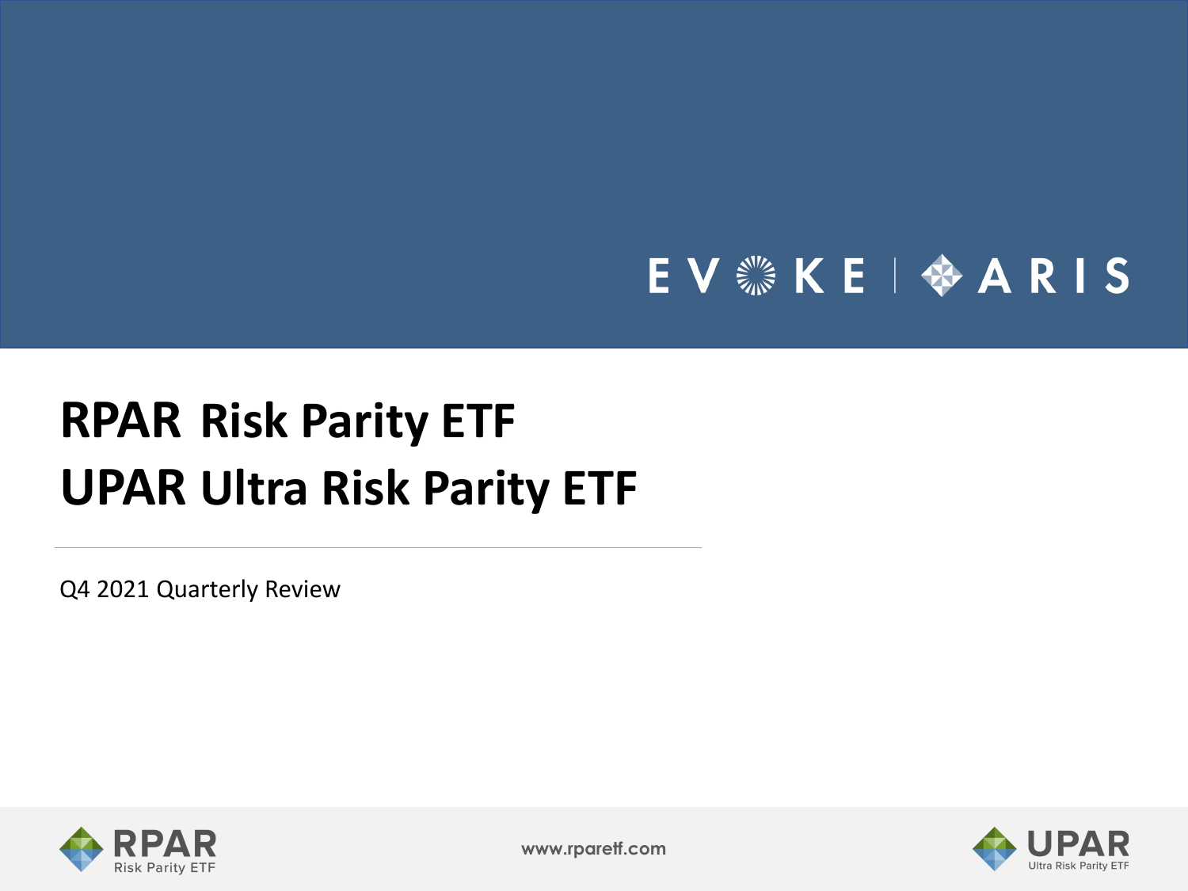EVOKE | ARIS

# RPAR Risk Parity ETF
# UPAR Ultra Risk Parity ETF

Q4 2021 Quarterly Review

RPAR Risk Parity ETF

www.rparetf.com

UPAR Ultra Risk Parity ETF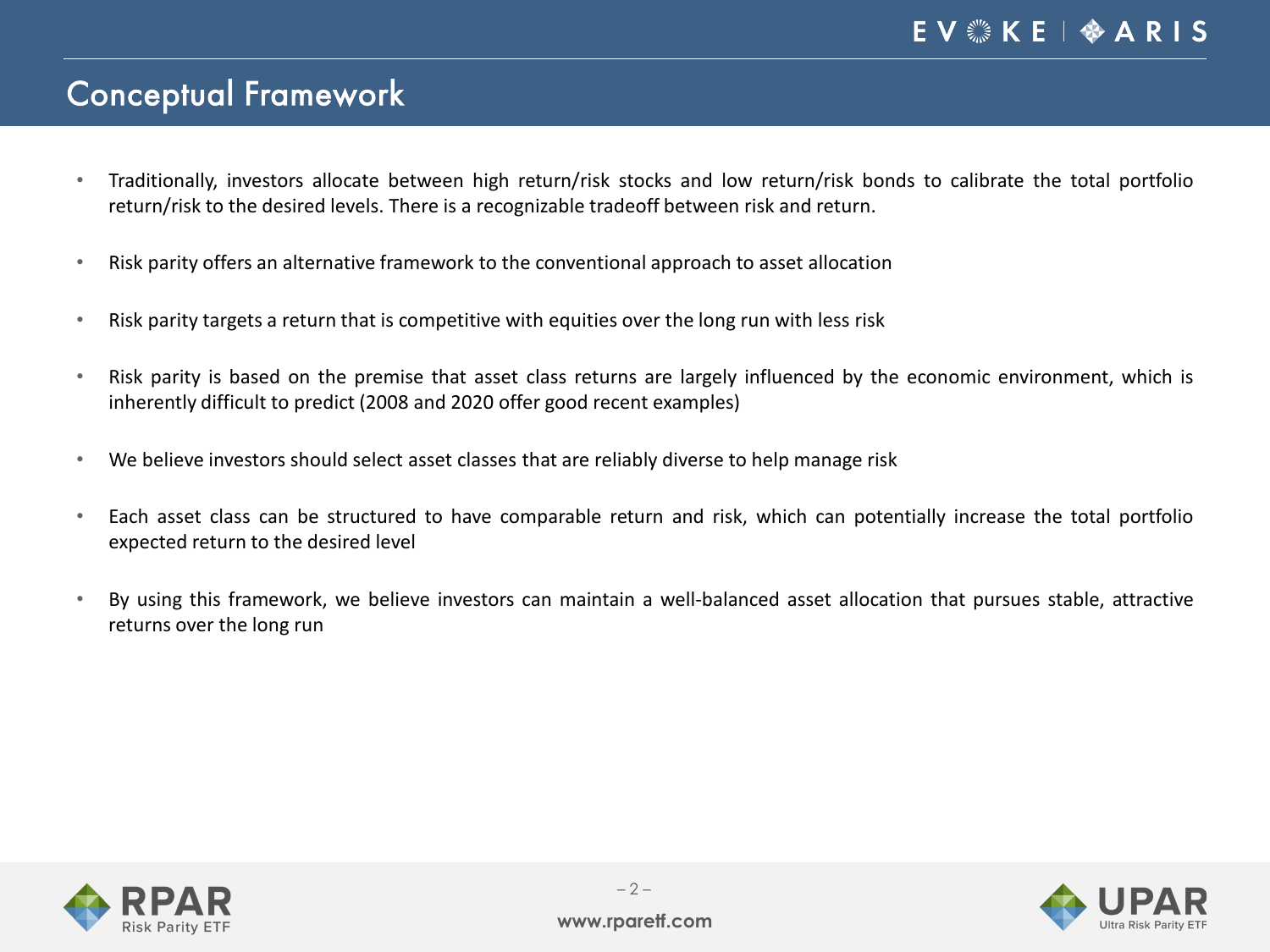# Conceptual Framework

- Traditionally, investors allocate between high return/risk stocks and low return/risk bonds to calibrate the total portfolio return/risk to the desired levels. There is a recognizable tradeoff between risk and return.
- Risk parity offers an alternative framework to the conventional approach to asset allocation
- Risk parity targets a return that is competitive with equities over the long run with less risk
- Risk parity is based on the premise that asset class returns are largely influenced by the economic environment, which is inherently difficult to predict (2008 and 2020 offer good recent examples)
- We believe investors should select asset classes that are reliably diverse to help manage risk
- Each asset class can be structured to have comparable return and risk, which can potentially increase the total portfolio expected return to the desired level
- By using this framework, we believe investors can maintain a well-balanced asset allocation that pursues stable, attractive returns over the long run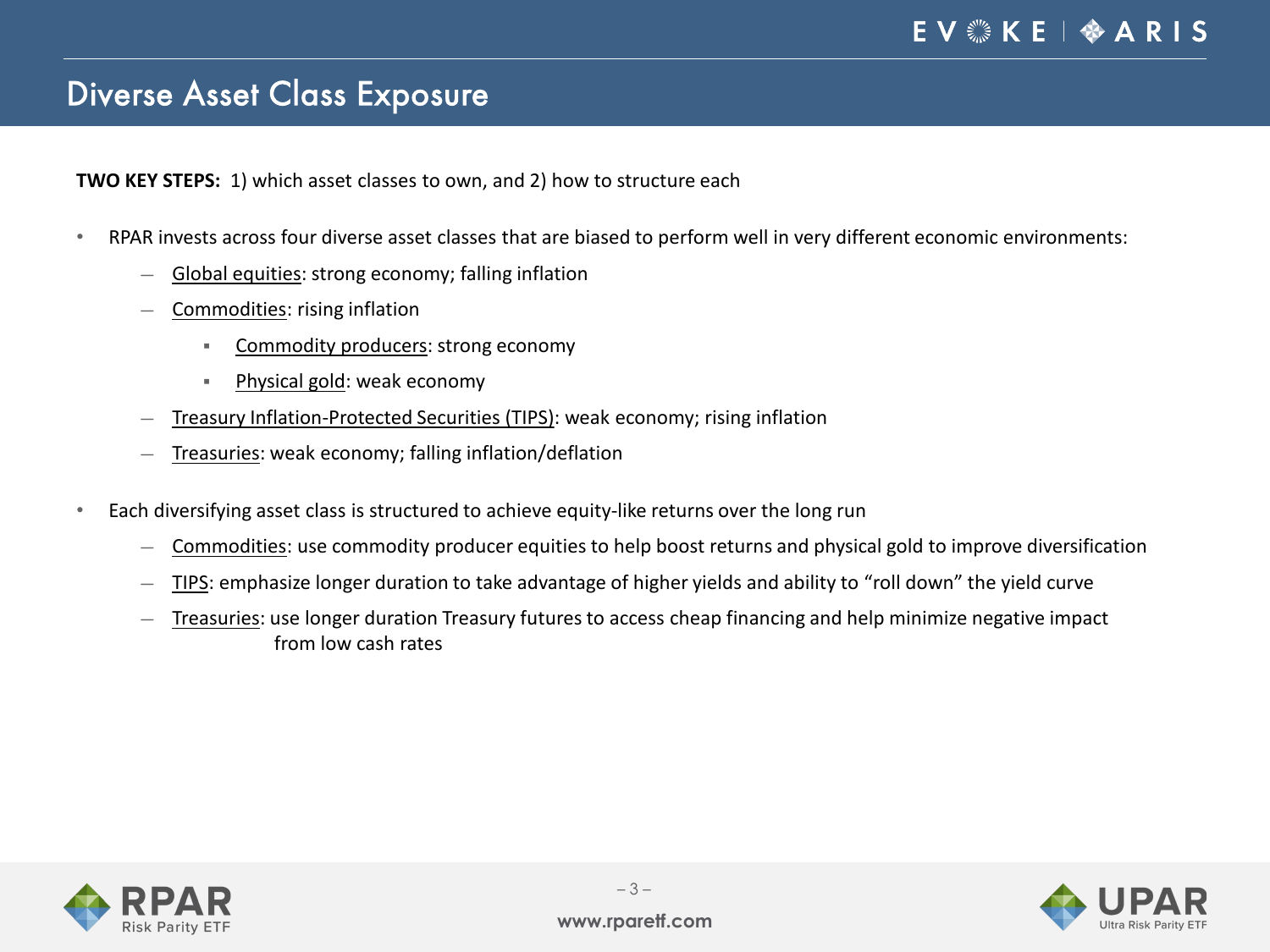# Diverse Asset Class Exposure

**TWO KEY STEPS:** 1) which asset classes to own, and 2) how to structure each

- RPAR invests across four diverse asset classes that are biased to perform well in very different economic environments:
  - Global equities: strong economy; falling inflation
  - Commodities: rising inflation
    - Commodity producers: strong economy
    - Physical gold: weak economy
  - Treasury Inflation-Protected Securities (TIPS): weak economy; rising inflation
  - Treasuries: weak economy; falling inflation/deflation
- Each diversifying asset class is structured to achieve equity-like returns over the long run
  - Commodities: use commodity producer equities to help boost returns and physical gold to improve diversification
  - TIPS: emphasize longer duration to take advantage of higher yields and ability to "roll down" the yield curve
  - Treasuries: use longer duration Treasury futures to access cheap financing and help minimize negative impact from low cash rates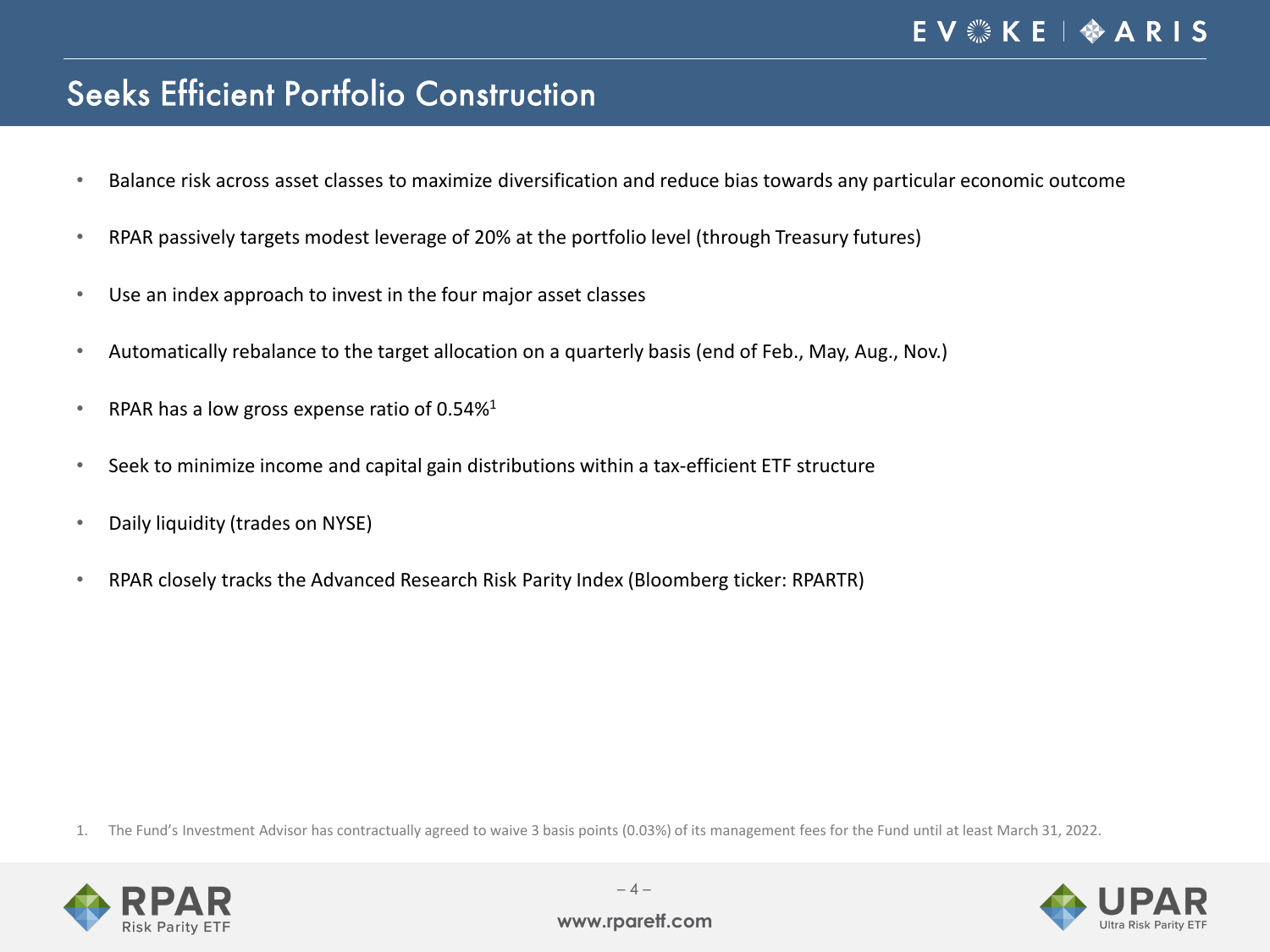# Seeks Efficient Portfolio Construction

- Balance risk across asset classes to maximize diversification and reduce bias towards any particular economic outcome
- RPAR passively targets modest leverage of 20% at the portfolio level (through Treasury futures)
- Use an index approach to invest in the four major asset classes
- Automatically rebalance to the target allocation on a quarterly basis (end of Feb., May, Aug., Nov.)
- RPAR has a low gross expense ratio of 0.54%[1]
- Seek to minimize income and capital gain distributions within a tax-efficient ETF structure
- Daily liquidity (trades on NYSE)
- RPAR closely tracks the Advanced Research Risk Parity Index (Bloomberg ticker: RPARTR)

1. The Fund's Investment Advisor has contractually agreed to waive 3 basis points (0.03%) of its management fees for the Fund until at least March 31, 2022.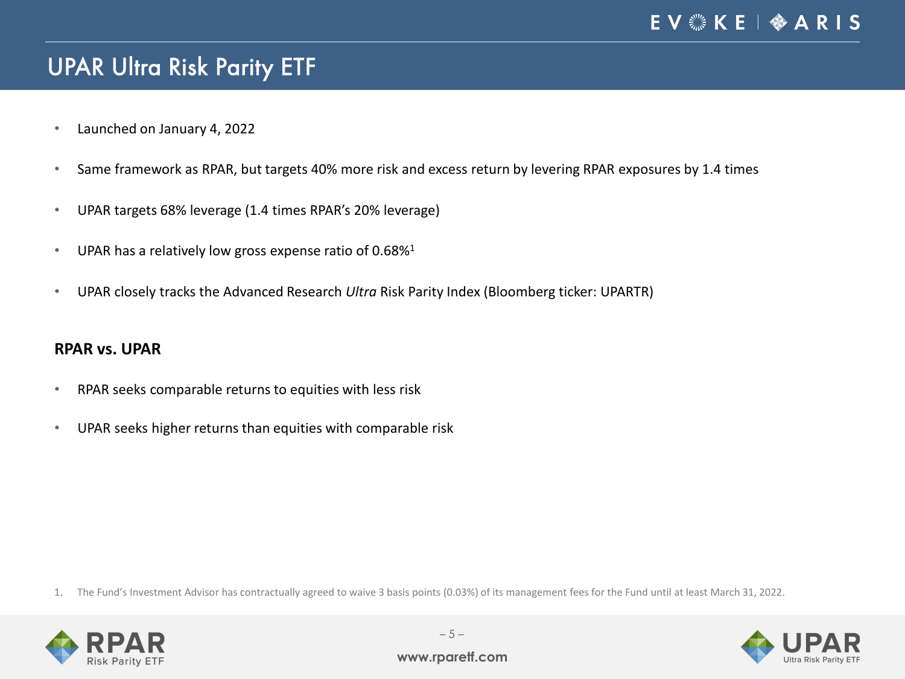# UPAR Ultra Risk Parity ETF

- Launched on January 4, 2022
- Same framework as RPAR, but targets 40% more risk and excess return by levering RPAR exposures by 1.4 times
- UPAR targets 68% leverage (1.4 times RPAR's 20% leverage)
- UPAR has a relatively low gross expense ratio of 0.68%[1]
- UPAR closely tracks the Advanced Research *Ultra* Risk Parity Index (Bloomberg ticker: UPARTR)

**RPAR vs. UPAR**

- RPAR seeks comparable returns to equities with less risk
- UPAR seeks higher returns than equities with comparable risk

1. The Fund's Investment Advisor has contractually agreed to waive 3 basis points (0.03%) of its management fees for the Fund until at least March 31, 2022.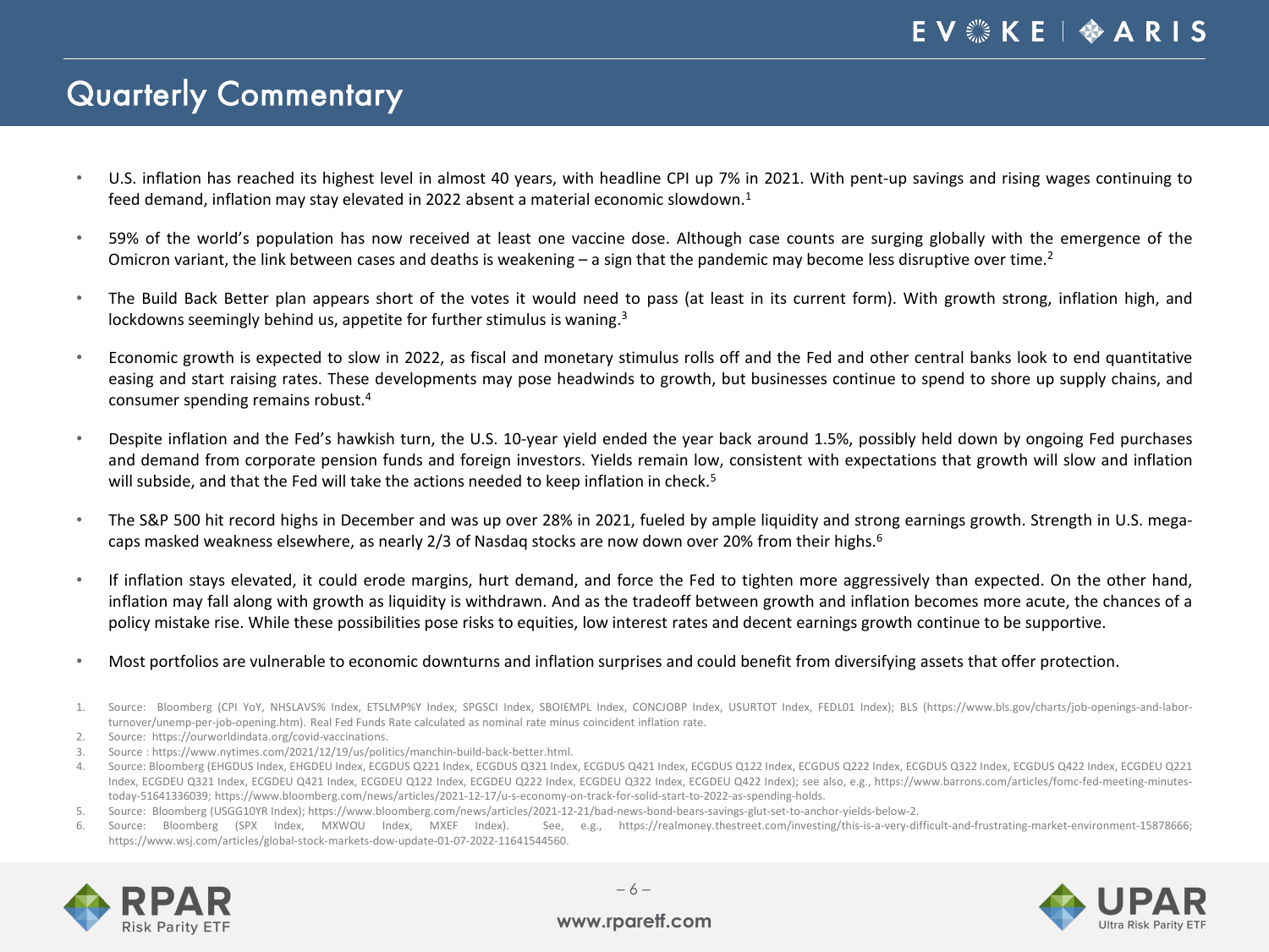# Quarterly Commentary

- U.S. inflation has reached its highest level in almost 40 years, with headline CPI up 7% in 2021. With pent-up savings and rising wages continuing to feed demand, inflation may stay elevated in 2022 absent a material economic slowdown.[1]
- 59% of the world's population has now received at least one vaccine dose. Although case counts are surging globally with the emergence of the Omicron variant, the link between cases and deaths is weakening – a sign that the pandemic may become less disruptive over time.[2]
- The Build Back Better plan appears short of the votes it would need to pass (at least in its current form). With growth strong, inflation high, and lockdowns seemingly behind us, appetite for further stimulus is waning.[3]
- Economic growth is expected to slow in 2022, as fiscal and monetary stimulus rolls off and the Fed and other central banks look to end quantitative easing and start raising rates. These developments may pose headwinds to growth, but businesses continue to spend to shore up supply chains, and consumer spending remains robust.[4]
- Despite inflation and the Fed's hawkish turn, the U.S. 10-year yield ended the year back around 1.5%, possibly held down by ongoing Fed purchases and demand from corporate pension funds and foreign investors. Yields remain low, consistent with expectations that growth will slow and inflation will subside, and that the Fed will take the actions needed to keep inflation in check.[5]
- The S&P 500 hit record highs in December and was up over 28% in 2021, fueled by ample liquidity and strong earnings growth. Strength in U.S. mega-caps masked weakness elsewhere, as nearly 2/3 of Nasdaq stocks are now down over 20% from their highs.[6]
- If inflation stays elevated, it could erode margins, hurt demand, and force the Fed to tighten more aggressively than expected. On the other hand, inflation may fall along with growth as liquidity is withdrawn. And as the tradeoff between growth and inflation becomes more acute, the chances of a policy mistake rise. While these possibilities pose risks to equities, low interest rates and decent earnings growth continue to be supportive.
- Most portfolios are vulnerable to economic downturns and inflation surprises and could benefit from diversifying assets that offer protection.

1. Source: Bloomberg (CPI YoY, NHSLAVS% Index, ETSLMP%Y Index, SPGSCI Index, SBOIEMPL Index, CONCJOBP Index, USURTOT Index, FEDL01 Index); BLS (https://www.bls.gov/charts/job-openings-and-labor-turnover/unemp-per-job-opening.htm). Real Fed Funds Rate calculated as nominal rate minus coincident inflation rate.
2. Source: https://ourworldindata.org/covid-vaccinations.
3. Source : https://www.nytimes.com/2021/12/19/us/politics/manchin-build-back-better.html.
4. Source: Bloomberg (EHGDUS Index, EHGDEU Index, ECGDUS Q221 Index, ECGDUS Q321 Index, ECGDUS Q421 Index, ECGDUS Q122 Index, ECGDUS Q222 Index, ECGDUS Q322 Index, ECGDUS Q422 Index, ECGDEU Q221 Index, ECGDEU Q321 Index, ECGDEU Q421 Index, ECGDEU Q122 Index, ECGDEU Q222 Index, ECGDEU Q322 Index, ECGDEU Q422 Index); see also, e.g., https://www.barrons.com/articles/fomc-fed-meeting-minutes-today-51641336039; https://www.bloomberg.com/news/articles/2021-12-17/u-s-economy-on-track-for-solid-start-to-2022-as-spending-holds.
5. Source: Bloomberg (USGG10YR Index); https://www.bloomberg.com/news/articles/2021-12-21/bad-news-bond-bears-savings-glut-set-to-anchor-yields-below-2.
6. Source: Bloomberg (SPX Index, MXWOU Index, MXEF Index). See, e.g., https://realmoney.thestreet.com/investing/this-is-a-very-difficult-and-frustrating-market-environment-15878666; https://www.wsj.com/articles/global-stock-markets-dow-update-01-07-2022-11641544560.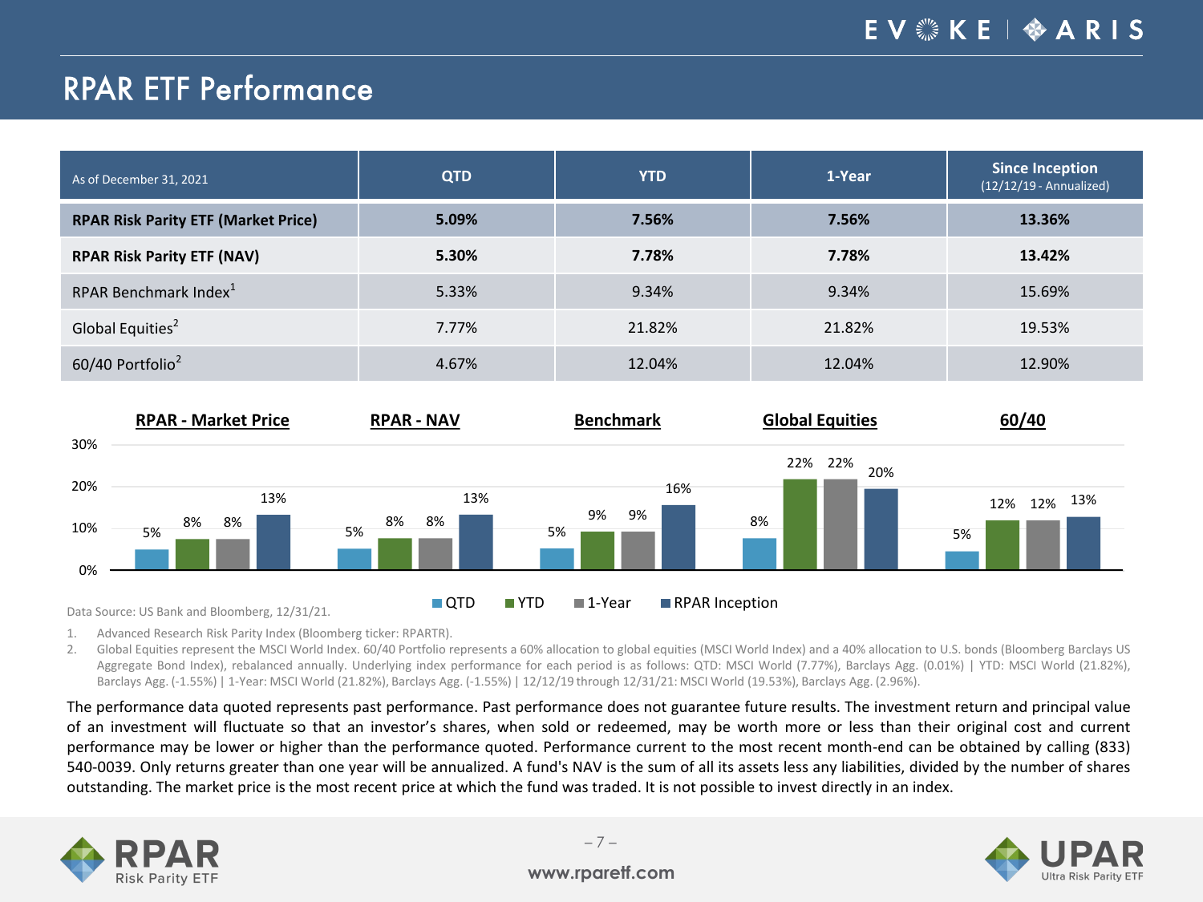# RPAR ETF Performance

| As of December 31, 2021 | QTD | YTD | 1-Year | Since Inception (12/12/19 - Annualized) |
|---|---|---|---|---|
| **RPAR Risk Parity ETF (Market Price)** | **5.09%** | **7.56%** | **7.56%** | **13.36%** |
| **RPAR Risk Parity ETF (NAV)** | **5.30%** | **7.78%** | **7.78%** | **13.42%** |
| RPAR Benchmark Index[1] | 5.33% | 9.34% | 9.34% | 15.69% |
| Global Equities[2] | 7.77% | 21.82% | 21.82% | 19.53% |
| 60/40 Portfolio[2] | 4.67% | 12.04% | 12.04% | 12.90% |

| | QTD | YTD | 1-Year | RPAR Inception |
|---|---|---|---|---|
| RPAR - Market Price | 5% | 8% | 8% | 13% |
| RPAR - NAV | 5% | 8% | 8% | 13% |
| Benchmark | 5% | 9% | 9% | 16% |
| Global Equities | 8% | 22% | 22% | 20% |
| 60/40 | 5% | 12% | 12% | 13% |

Data Source: US Bank and Bloomberg, 12/31/21.

1. Advanced Research Risk Parity Index (Bloomberg ticker: RPARTR).
2. Global Equities represent the MSCI World Index. 60/40 Portfolio represents a 60% allocation to global equities (MSCI World Index) and a 40% allocation to U.S. bonds (Bloomberg Barclays US Aggregate Bond Index), rebalanced annually. Underlying index performance for each period is as follows: QTD: MSCI World (7.77%), Barclays Agg. (0.01%) | YTD: MSCI World (21.82%), Barclays Agg. (-1.55%) | 1-Year: MSCI World (21.82%), Barclays Agg. (-1.55%) | 12/12/19 through 12/31/21: MSCI World (19.53%), Barclays Agg. (2.96%).

The performance data quoted represents past performance. Past performance does not guarantee future results. The investment return and principal value of an investment will fluctuate so that an investor's shares, when sold or redeemed, may be worth more or less than their original cost and current performance may be lower or higher than the performance quoted. Performance current to the most recent month-end can be obtained by calling (833) 540-0039. Only returns greater than one year will be annualized. A fund's NAV is the sum of all its assets less any liabilities, divided by the number of shares outstanding. The market price is the most recent price at which the fund was traded. It is not possible to invest directly in an index.

www.rparetf.com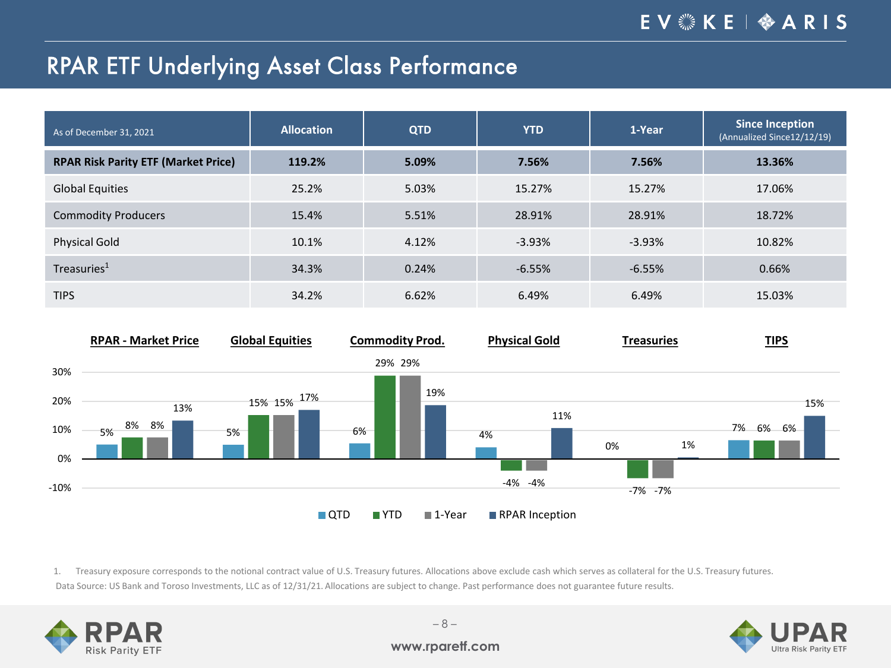# RPAR ETF Underlying Asset Class Performance

| As of December 31, 2021 | Allocation | QTD | YTD | 1-Year | Since Inception (Annualized Since12/12/19) |
|---|---|---|---|---|---|
| **RPAR Risk Parity ETF (Market Price)** | **119.2%** | **5.09%** | **7.56%** | **7.56%** | **13.36%** |
| Global Equities | 25.2% | 5.03% | 15.27% | 15.27% | 17.06% |
| Commodity Producers | 15.4% | 5.51% | 28.91% | 28.91% | 18.72% |
| Physical Gold | 10.1% | 4.12% | -3.93% | -3.93% | 10.82% |
| Treasuries[1] | 34.3% | 0.24% | -6.55% | -6.55% | 0.66% |
| TIPS | 34.2% | 6.62% | 6.49% | 6.49% | 15.03% |

| | QTD | YTD | 1-Year | RPAR Inception |
|---|---|---|---|---|
| RPAR - Market Price | 5% | 8% | 8% | 13% |
| Global Equities | 5% | 15% | 15% | 17% |
| Commodity Prod. | 6% | 29% | 29% | 19% |
| Physical Gold | 4% | -4% | -4% | 11% |
| Treasuries | 0% | -7% | -7% | 1% |
| TIPS | 7% | 6% | 6% | 15% |

1. Treasury exposure corresponds to the notional contract value of U.S. Treasury futures. Allocations above exclude cash which serves as collateral for the U.S. Treasury futures.

Data Source: US Bank and Toroso Investments, LLC as of 12/31/21. Allocations are subject to change. Past performance does not guarantee future results.

www.rparetf.com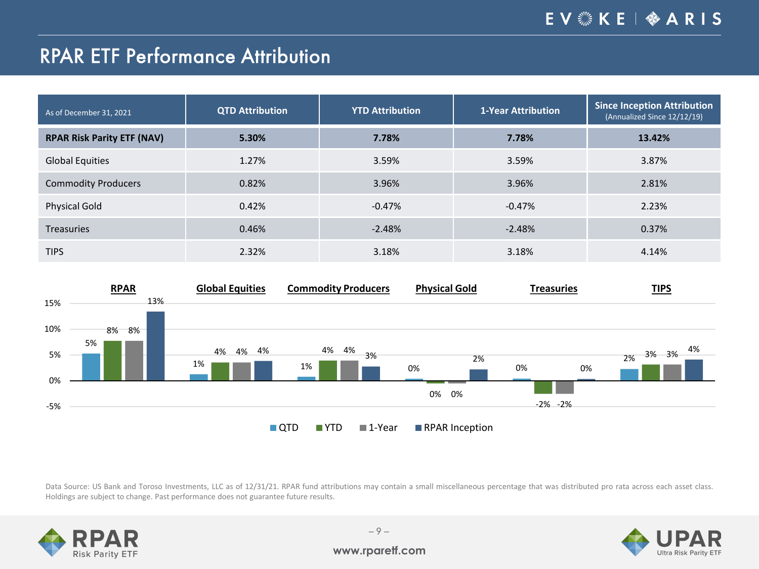# RPAR ETF Performance Attribution

| As of December 31, 2021 | QTD Attribution | YTD Attribution | 1-Year Attribution | Since Inception Attribution (Annualized Since 12/12/19) |
|---|---|---|---|---|
| **RPAR Risk Parity ETF (NAV)** | **5.30%** | **7.78%** | **7.78%** | **13.42%** |
| Global Equities | 1.27% | 3.59% | 3.59% | 3.87% |
| Commodity Producers | 0.82% | 3.96% | 3.96% | 2.81% |
| Physical Gold | 0.42% | -0.47% | -0.47% | 2.23% |
| Treasuries | 0.46% | -2.48% | -2.48% | 0.37% |
| TIPS | 2.32% | 3.18% | 3.18% | 4.14% |

| | QTD | YTD | 1-Year | RPAR Inception |
|---|---|---|---|---|
| **RPAR** | 5% | 8% | 8% | 13% |
| **Global Equities** | 1% | 4% | 4% | 4% |
| **Commodity Producers** | 1% | 4% | 4% | 3% |
| **Physical Gold** | 0% | 0% | 0% | 2% |
| **Treasuries** | 0% | -2% | -2% | 0% |
| **TIPS** | 2% | 3% | 3% | 4% |

Data Source: US Bank and Toroso Investments, LLC as of 12/31/21. RPAR fund attributions may contain a small miscellaneous percentage that was distributed pro rata across each asset class. Holdings are subject to change. Past performance does not guarantee future results.

www.rparetf.com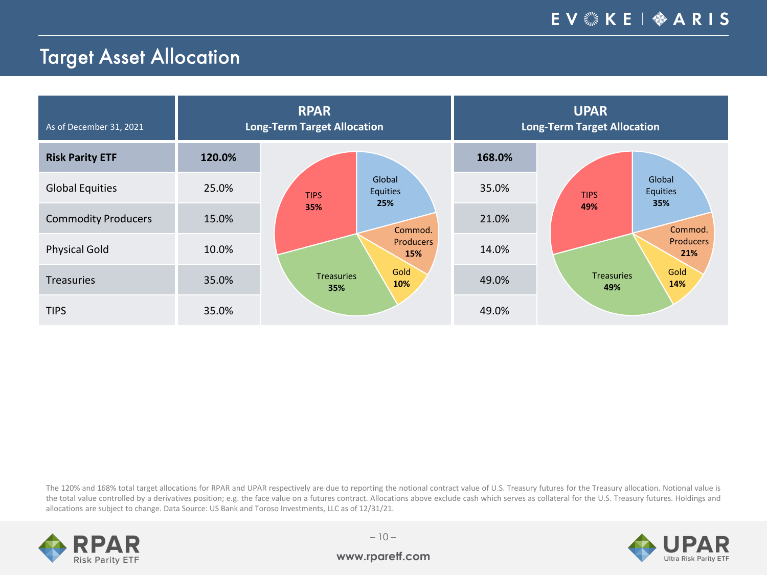# Target Asset Allocation

| As of December 31, 2021 | RPAR Long-Term Target Allocation | UPAR Long-Term Target Allocation |
|---|---|---|
| **Risk Parity ETF** | **120.0%** | **168.0%** |
| Global Equities | 25.0% | 35.0% |
| Commodity Producers | 15.0% | 21.0% |
| Physical Gold | 10.0% | 14.0% |
| Treasuries | 35.0% | 49.0% |
| TIPS | 35.0% | 49.0% |

The 120% and 168% total target allocations for RPAR and UPAR respectively are due to reporting the notional contract value of U.S. Treasury futures for the Treasury allocation. Notional value is the total value controlled by a derivatives position; e.g. the face value on a futures contract. Allocations above exclude cash which serves as collateral for the U.S. Treasury futures. Holdings and allocations are subject to change. Data Source: US Bank and Toroso Investments, LLC as of 12/31/21.

www.rparetf.com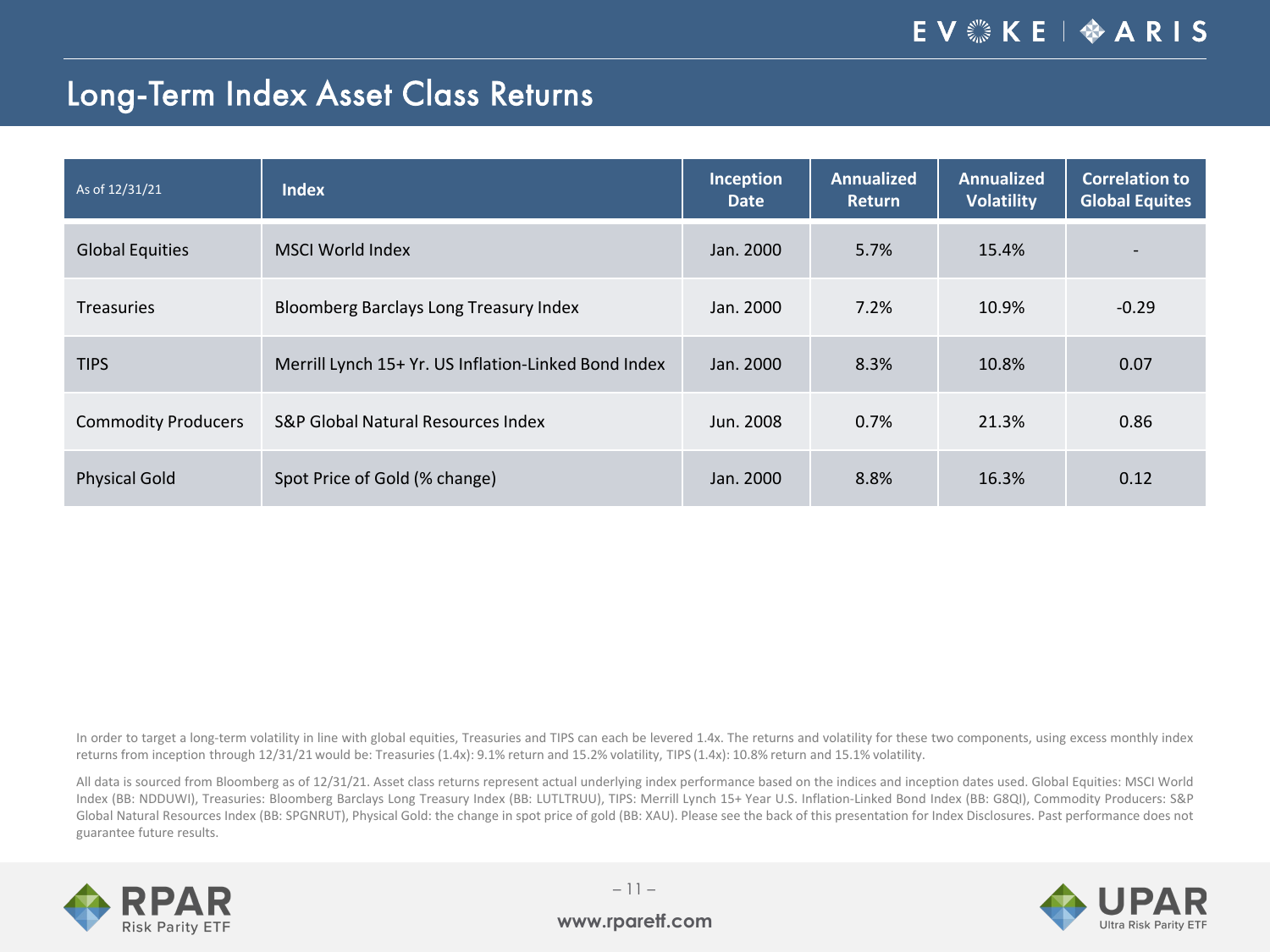# Long-Term Index Asset Class Returns

| As of 12/31/21 | Index | Inception Date | Annualized Return | Annualized Volatility | Correlation to Global Equites |
|---|---|---|---|---|---|
| Global Equities | MSCI World Index | Jan. 2000 | 5.7% | 15.4% | - |
| Treasuries | Bloomberg Barclays Long Treasury Index | Jan. 2000 | 7.2% | 10.9% | -0.29 |
| TIPS | Merrill Lynch 15+ Yr. US Inflation-Linked Bond Index | Jan. 2000 | 8.3% | 10.8% | 0.07 |
| Commodity Producers | S&P Global Natural Resources Index | Jun. 2008 | 0.7% | 21.3% | 0.86 |
| Physical Gold | Spot Price of Gold (% change) | Jan. 2000 | 8.8% | 16.3% | 0.12 |

In order to target a long-term volatility in line with global equities, Treasuries and TIPS can each be levered 1.4x. The returns and volatility for these two components, using excess monthly index returns from inception through 12/31/21 would be: Treasuries (1.4x): 9.1% return and 15.2% volatility, TIPS (1.4x): 10.8% return and 15.1% volatility.

All data is sourced from Bloomberg as of 12/31/21. Asset class returns represent actual underlying index performance based on the indices and inception dates used. Global Equities: MSCI World Index (BB: NDDUWI), Treasuries: Bloomberg Barclays Long Treasury Index (BB: LUTLTRUU), TIPS: Merrill Lynch 15+ Year U.S. Inflation-Linked Bond Index (BB: G8QI), Commodity Producers: S&P Global Natural Resources Index (BB: SPGNRUT), Physical Gold: the change in spot price of gold (BB: XAU). Please see the back of this presentation for Index Disclosures. Past performance does not guarantee future results.

www.rparetf.com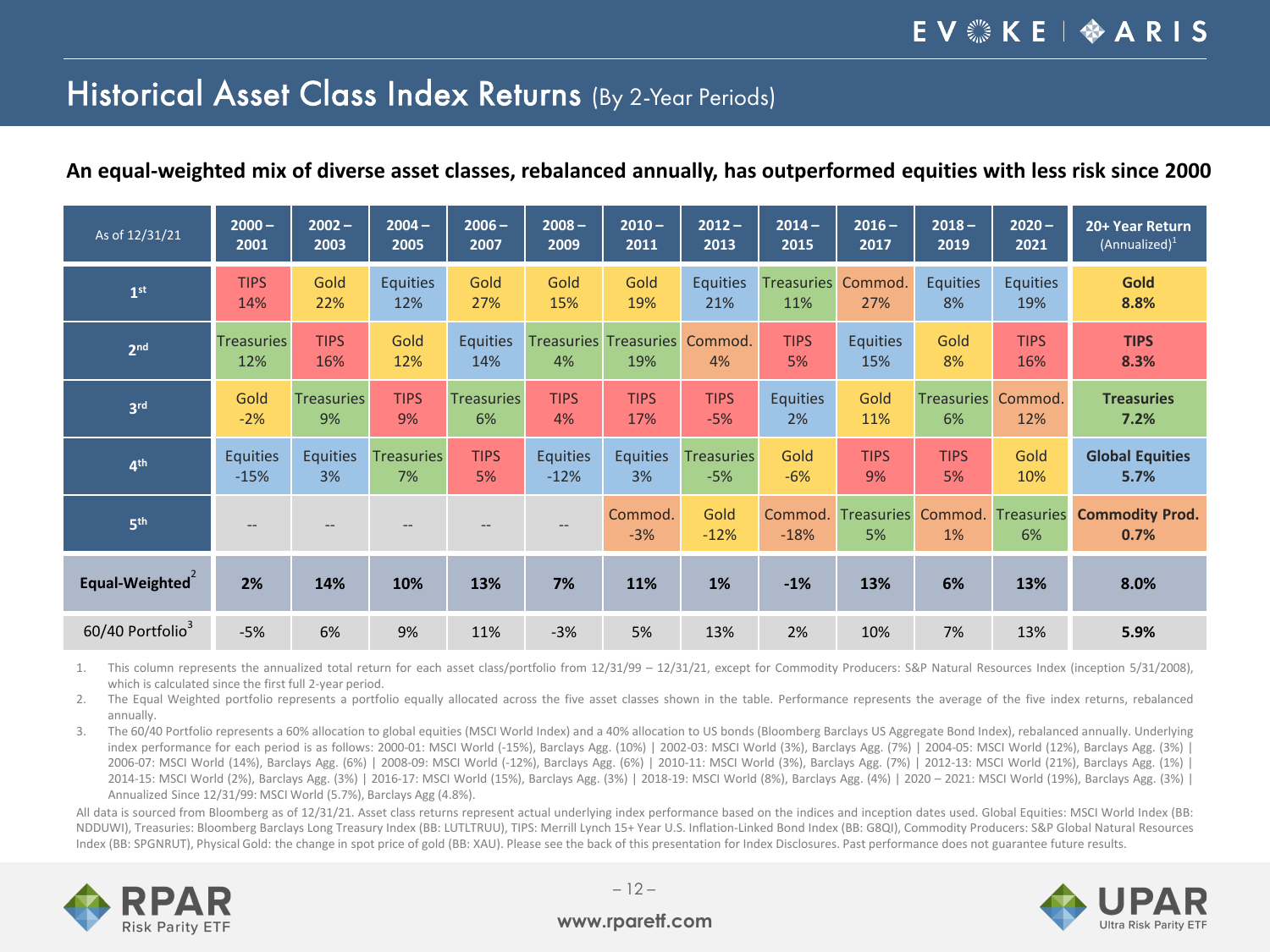# Historical Asset Class Index Returns (By 2-Year Periods)

**An equal-weighted mix of diverse asset classes, rebalanced annually, has outperformed equities with less risk since 2000**

| As of 12/31/21 | 2000 – 2001 | 2002 – 2003 | 2004 – 2005 | 2006 – 2007 | 2008 – 2009 | 2010 – 2011 | 2012 – 2013 | 2014 – 2015 | 2016 – 2017 | 2018 – 2019 | 2020 – 2021 | 20+ Year Return (Annualized)[1] |
|---|---|---|---|---|---|---|---|---|---|---|---|---|
| 1st | TIPS 14% | Gold 22% | Equities 12% | Gold 27% | Gold 15% | Gold 19% | Equities 21% | Treasuries 11% | Commod. 27% | Equities 8% | Equities 19% | **Gold 8.8%** |
| 2nd | Treasuries 12% | TIPS 16% | Gold 12% | Equities 14% | Treasuries 4% | Treasuries 19% | Commod. 4% | TIPS 5% | Equities 15% | Gold 8% | TIPS 16% | **TIPS 8.3%** |
| 3rd | Gold -2% | Treasuries 9% | TIPS 9% | Treasuries 6% | TIPS 4% | TIPS 17% | TIPS -5% | Equities 2% | Gold 11% | Treasuries 6% | Commod. 12% | **Treasuries 7.2%** |
| 4th | Equities -15% | Equities 3% | Treasuries 7% | TIPS 5% | Equities -12% | Equities 3% | Treasuries -5% | Gold -6% | TIPS 9% | TIPS 5% | Gold 10% | **Global Equities 5.7%** |
| 5th | -- | -- | -- | -- | -- | Commod. -3% | Gold -12% | Commod. -18% | Treasuries 5% | Commod. 1% | Treasuries 6% | **Commodity Prod. 0.7%** |
| **Equal-Weighted[2]** | **2%** | **14%** | **10%** | **13%** | **7%** | **11%** | **1%** | **-1%** | **13%** | **6%** | **13%** | **8.0%** |
| 60/40 Portfolio[3] | -5% | 6% | 9% | 11% | -3% | 5% | 13% | 2% | 10% | 7% | 13% | **5.9%** |

1. This column represents the annualized total return for each asset class/portfolio from 12/31/99 – 12/31/21, except for Commodity Producers: S&P Natural Resources Index (inception 5/31/2008), which is calculated since the first full 2-year period.
2. The Equal Weighted portfolio represents a portfolio equally allocated across the five asset classes shown in the table. Performance represents the average of the five index returns, rebalanced annually.
3. The 60/40 Portfolio represents a 60% allocation to global equities (MSCI World Index) and a 40% allocation to US bonds (Bloomberg Barclays US Aggregate Bond Index), rebalanced annually. Underlying index performance for each period is as follows: 2000-01: MSCI World (-15%), Barclays Agg. (10%) | 2002-03: MSCI World (3%), Barclays Agg. (7%) | 2004-05: MSCI World (12%), Barclays Agg. (3%) | 2006-07: MSCI World (14%), Barclays Agg. (6%) | 2008-09: MSCI World (-12%), Barclays Agg. (6%) | 2010-11: MSCI World (3%), Barclays Agg. (7%) | 2012-13: MSCI World (21%), Barclays Agg. (1%) | 2014-15: MSCI World (2%), Barclays Agg. (3%) | 2016-17: MSCI World (15%), Barclays Agg. (3%) | 2018-19: MSCI World (8%), Barclays Agg. (4%) | 2020 – 2021: MSCI World (19%), Barclays Agg. (3%) | Annualized Since 12/31/99: MSCI World (5.7%), Barclays Agg (4.8%).

All data is sourced from Bloomberg as of 12/31/21. Asset class returns represent actual underlying index performance based on the indices and inception dates used. Global Equities: MSCI World Index (BB: NDDUWI), Treasuries: Bloomberg Barclays Long Treasury Index (BB: LUTLTRUU), TIPS: Merrill Lynch 15+ Year U.S. Inflation-Linked Bond Index (BB: G8QI), Commodity Producers: S&P Global Natural Resources Index (BB: SPGNRUT), Physical Gold: the change in spot price of gold (BB: XAU). Please see the back of this presentation for Index Disclosures. Past performance does not guarantee future results.

www.rparetf.com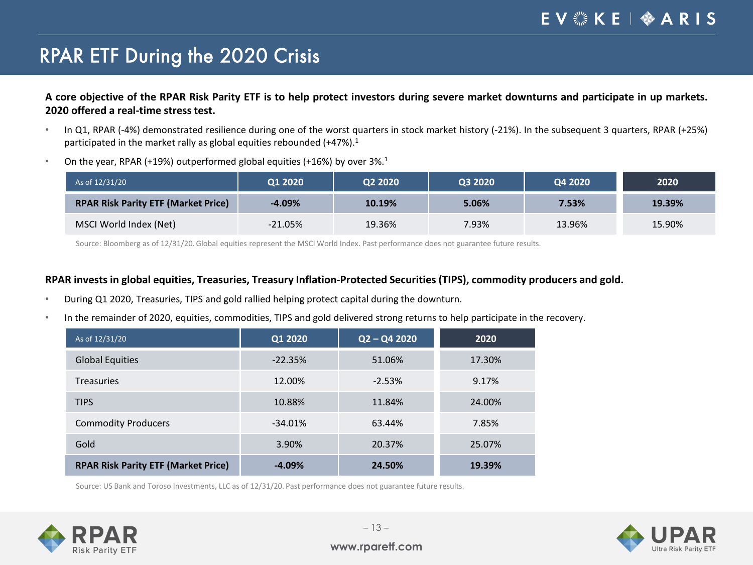# RPAR ETF During the 2020 Crisis

**A core objective of the RPAR Risk Parity ETF is to help protect investors during severe market downturns and participate in up markets. 2020 offered a real-time stress test.**

- In Q1, RPAR (-4%) demonstrated resilience during one of the worst quarters in stock market history (-21%). In the subsequent 3 quarters, RPAR (+25%) participated in the market rally as global equities rebounded (+47%).[1]
- On the year, RPAR (+19%) outperformed global equities (+16%) by over 3%.[1]

| As of 12/31/20 | Q1 2020 | Q2 2020 | Q3 2020 | Q4 2020 | 2020 |
|---|---|---|---|---|---|
| **RPAR Risk Parity ETF (Market Price)** | **-4.09%** | **10.19%** | **5.06%** | **7.53%** | **19.39%** |
| MSCI World Index (Net) | -21.05% | 19.36% | 7.93% | 13.96% | 15.90% |

Source: Bloomberg as of 12/31/20. Global equities represent the MSCI World Index. Past performance does not guarantee future results.

**RPAR invests in global equities, Treasuries, Treasury Inflation-Protected Securities (TIPS), commodity producers and gold.**

- During Q1 2020, Treasuries, TIPS and gold rallied helping protect capital during the downturn.
- In the remainder of 2020, equities, commodities, TIPS and gold delivered strong returns to help participate in the recovery.

| As of 12/31/20 | Q1 2020 | Q2 – Q4 2020 | 2020 |
|---|---|---|---|
| Global Equities | -22.35% | 51.06% | 17.30% |
| Treasuries | 12.00% | -2.53% | 9.17% |
| TIPS | 10.88% | 11.84% | 24.00% |
| Commodity Producers | -34.01% | 63.44% | 7.85% |
| Gold | 3.90% | 20.37% | 25.07% |
| **RPAR Risk Parity ETF (Market Price)** | **-4.09%** | **24.50%** | **19.39%** |

Source: US Bank and Toroso Investments, LLC as of 12/31/20. Past performance does not guarantee future results.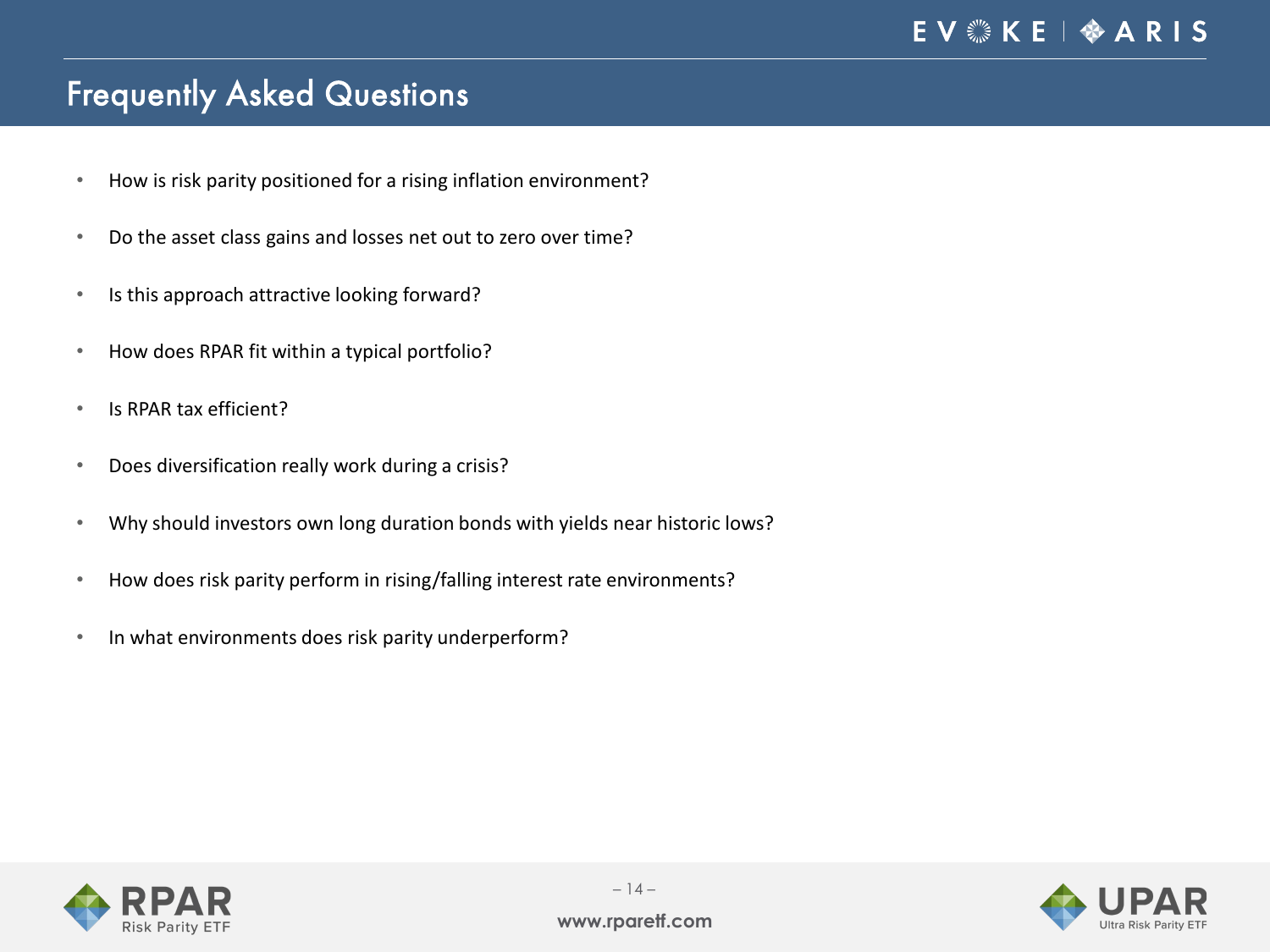# Frequently Asked Questions

- How is risk parity positioned for a rising inflation environment?
- Do the asset class gains and losses net out to zero over time?
- Is this approach attractive looking forward?
- How does RPAR fit within a typical portfolio?
- Is RPAR tax efficient?
- Does diversification really work during a crisis?
- Why should investors own long duration bonds with yields near historic lows?
- How does risk parity perform in rising/falling interest rate environments?
- In what environments does risk parity underperform?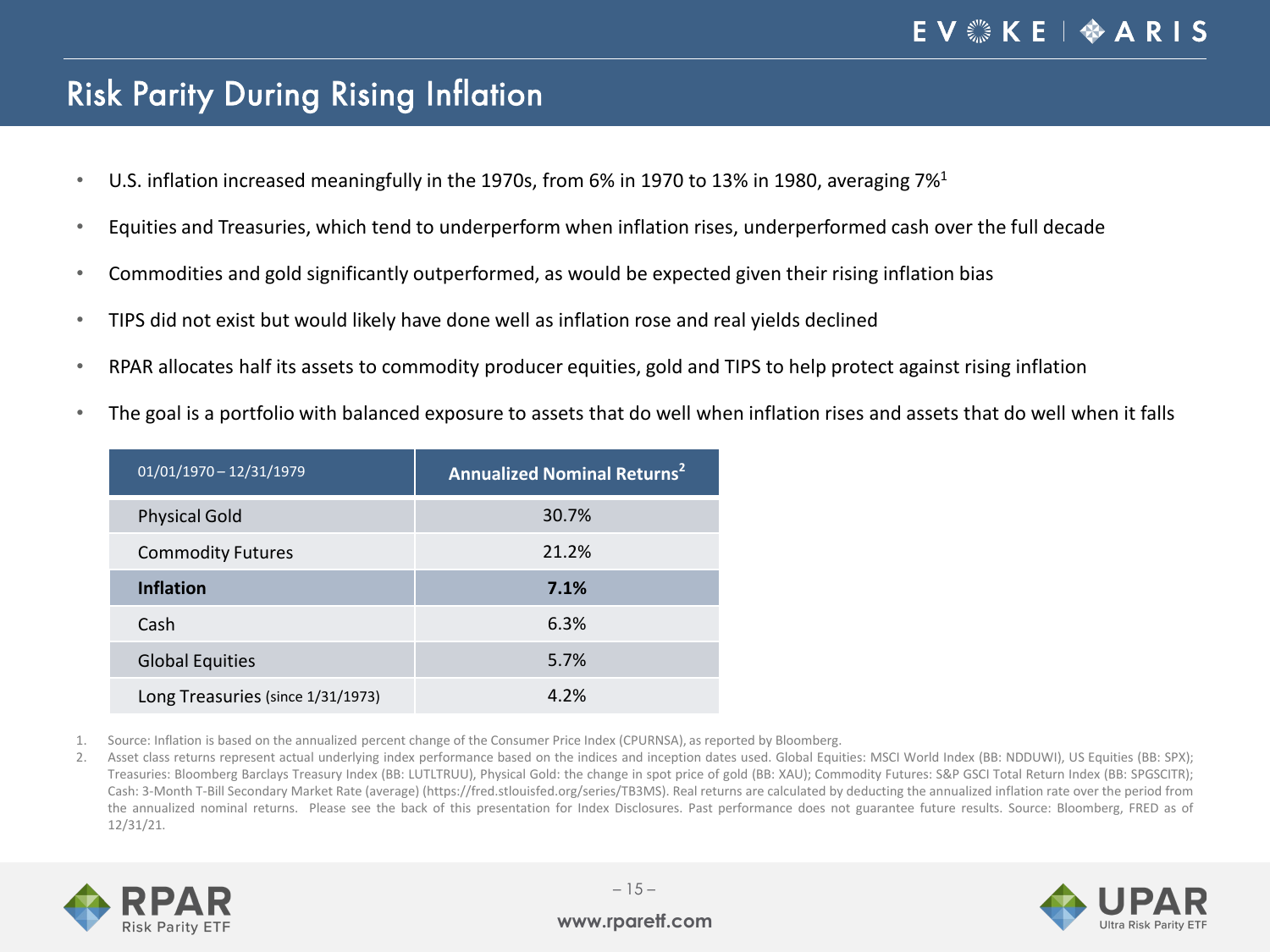# Risk Parity During Rising Inflation

- U.S. inflation increased meaningfully in the 1970s, from 6% in 1970 to 13% in 1980, averaging 7%[1]
- Equities and Treasuries, which tend to underperform when inflation rises, underperformed cash over the full decade
- Commodities and gold significantly outperformed, as would be expected given their rising inflation bias
- TIPS did not exist but would likely have done well as inflation rose and real yields declined
- RPAR allocates half its assets to commodity producer equities, gold and TIPS to help protect against rising inflation
- The goal is a portfolio with balanced exposure to assets that do well when inflation rises and assets that do well when it falls

| 01/01/1970 – 12/31/1979 | Annualized Nominal Returns[2] |
|---|---|
| Physical Gold | 30.7% |
| Commodity Futures | 21.2% |
| **Inflation** | **7.1%** |
| Cash | 6.3% |
| Global Equities | 5.7% |
| Long Treasuries (since 1/31/1973) | 4.2% |

1. Source: Inflation is based on the annualized percent change of the Consumer Price Index (CPURNSA), as reported by Bloomberg.
2. Asset class returns represent actual underlying index performance based on the indices and inception dates used. Global Equities: MSCI World Index (BB: NDDUWI), US Equities (BB: SPX); Treasuries: Bloomberg Barclays Treasury Index (BB: LUTLTRUU), Physical Gold: the change in spot price of gold (BB: XAU); Commodity Futures: S&P GSCI Total Return Index (BB: SPGSCITR); Cash: 3-Month T-Bill Secondary Market Rate (average) (https://fred.stlouisfed.org/series/TB3MS). Real returns are calculated by deducting the annualized inflation rate over the period from the annualized nominal returns. Please see the back of this presentation for Index Disclosures. Past performance does not guarantee future results. Source: Bloomberg, FRED as of 12/31/21.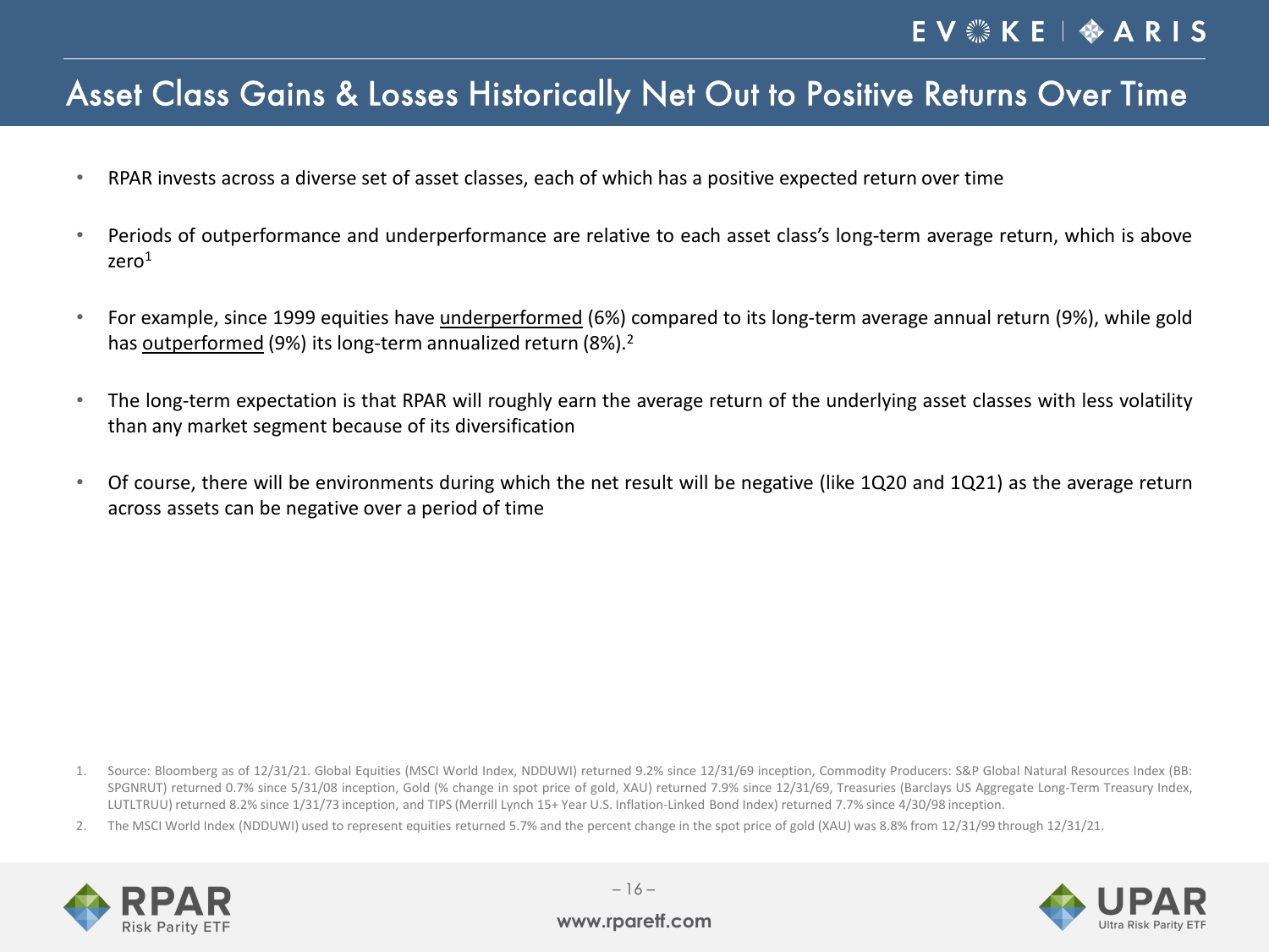# Asset Class Gains & Losses Historically Net Out to Positive Returns Over Time

- RPAR invests across a diverse set of asset classes, each of which has a positive expected return over time
- Periods of outperformance and underperformance are relative to each asset class's long-term average return, which is above zero[1]
- For example, since 1999 equities have underperformed (6%) compared to its long-term average annual return (9%), while gold has outperformed (9%) its long-term annualized return (8%).[2]
- The long-term expectation is that RPAR will roughly earn the average return of the underlying asset classes with less volatility than any market segment because of its diversification
- Of course, there will be environments during which the net result will be negative (like 1Q20 and 1Q21) as the average return across assets can be negative over a period of time

1. Source: Bloomberg as of 12/31/21. Global Equities (MSCI World Index, NDDUWI) returned 9.2% since 12/31/69 inception, Commodity Producers: S&P Global Natural Resources Index (BB: SPGNRUT) returned 0.7% since 5/31/08 inception, Gold (% change in spot price of gold, XAU) returned 7.9% since 12/31/69, Treasuries (Barclays US Aggregate Long-Term Treasury Index, LUTLTRUU) returned 8.2% since 1/31/73 inception, and TIPS (Merrill Lynch 15+ Year U.S. Inflation-Linked Bond Index) returned 7.7% since 4/30/98 inception.
2. The MSCI World Index (NDDUWI) used to represent equities returned 5.7% and the percent change in the spot price of gold (XAU) was 8.8% from 12/31/99 through 12/31/21.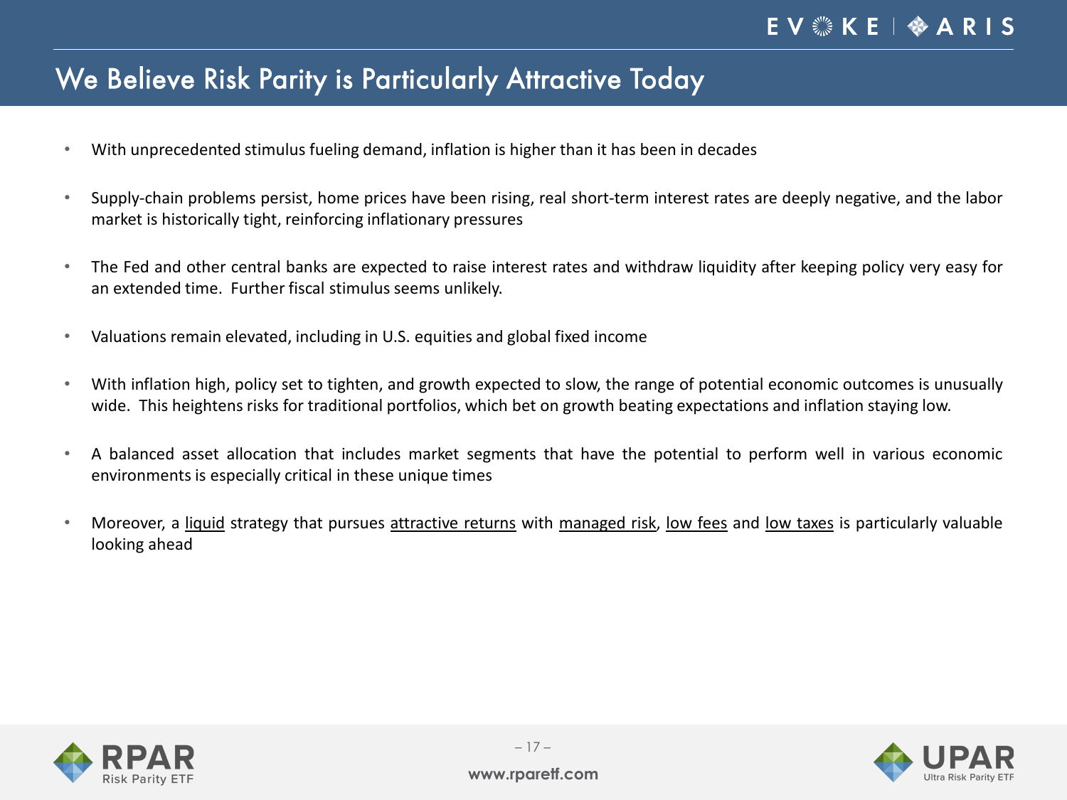# We Believe Risk Parity is Particularly Attractive Today

- With unprecedented stimulus fueling demand, inflation is higher than it has been in decades
- Supply-chain problems persist, home prices have been rising, real short-term interest rates are deeply negative, and the labor market is historically tight, reinforcing inflationary pressures
- The Fed and other central banks are expected to raise interest rates and withdraw liquidity after keeping policy very easy for an extended time. Further fiscal stimulus seems unlikely.
- Valuations remain elevated, including in U.S. equities and global fixed income
- With inflation high, policy set to tighten, and growth expected to slow, the range of potential economic outcomes is unusually wide. This heightens risks for traditional portfolios, which bet on growth beating expectations and inflation staying low.
- A balanced asset allocation that includes market segments that have the potential to perform well in various economic environments is especially critical in these unique times
- Moreover, a liquid strategy that pursues attractive returns with managed risk, low fees and low taxes is particularly valuable looking ahead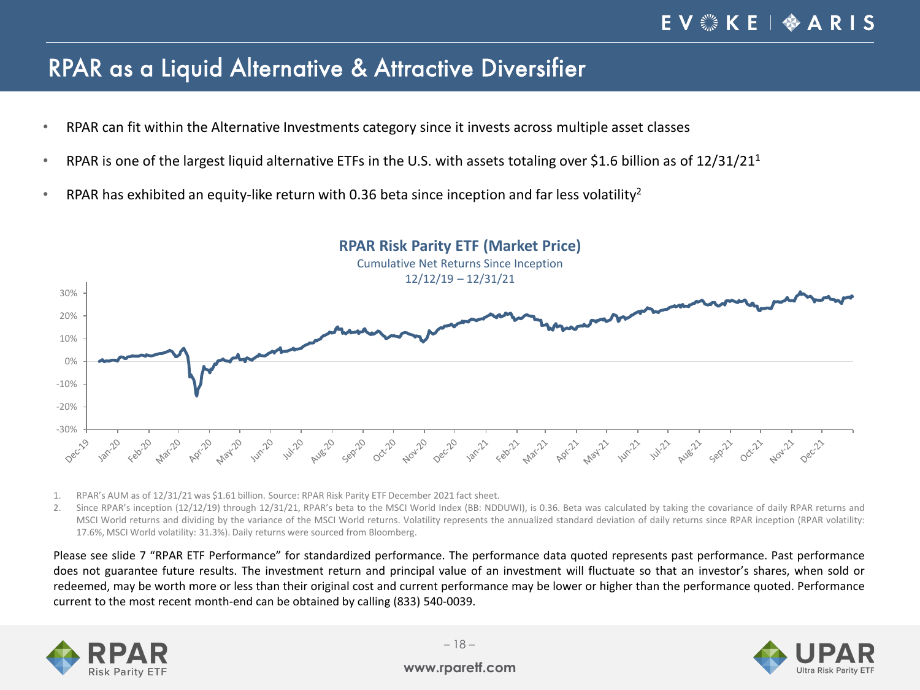# RPAR as a Liquid Alternative & Attractive Diversifier

- RPAR can fit within the Alternative Investments category since it invests across multiple asset classes
- RPAR is one of the largest liquid alternative ETFs in the U.S. with assets totaling over $1.6 billion as of 12/31/21[1]
- RPAR has exhibited an equity-like return with 0.36 beta since inception and far less volatility[2]

**RPAR Risk Parity ETF (Market Price)**

Cumulative Net Returns Since Inception

12/12/19 – 12/31/21

1. RPAR's AUM as of 12/31/21 was $1.61 billion. Source: RPAR Risk Parity ETF December 2021 fact sheet.
2. Since RPAR's inception (12/12/19) through 12/31/21, RPAR's beta to the MSCI World Index (BB: NDDUWI), is 0.36. Beta was calculated by taking the covariance of daily RPAR returns and MSCI World returns and dividing by the variance of the MSCI World returns. Volatility represents the annualized standard deviation of daily returns since RPAR inception (RPAR volatility: 17.6%, MSCI World volatility: 31.3%). Daily returns were sourced from Bloomberg.

Please see slide 7 "RPAR ETF Performance" for standardized performance. The performance data quoted represents past performance. Past performance does not guarantee future results. The investment return and principal value of an investment will fluctuate so that an investor's shares, when sold or redeemed, may be worth more or less than their original cost and current performance may be lower or higher than the performance quoted. Performance current to the most recent month-end can be obtained by calling (833) 540-0039.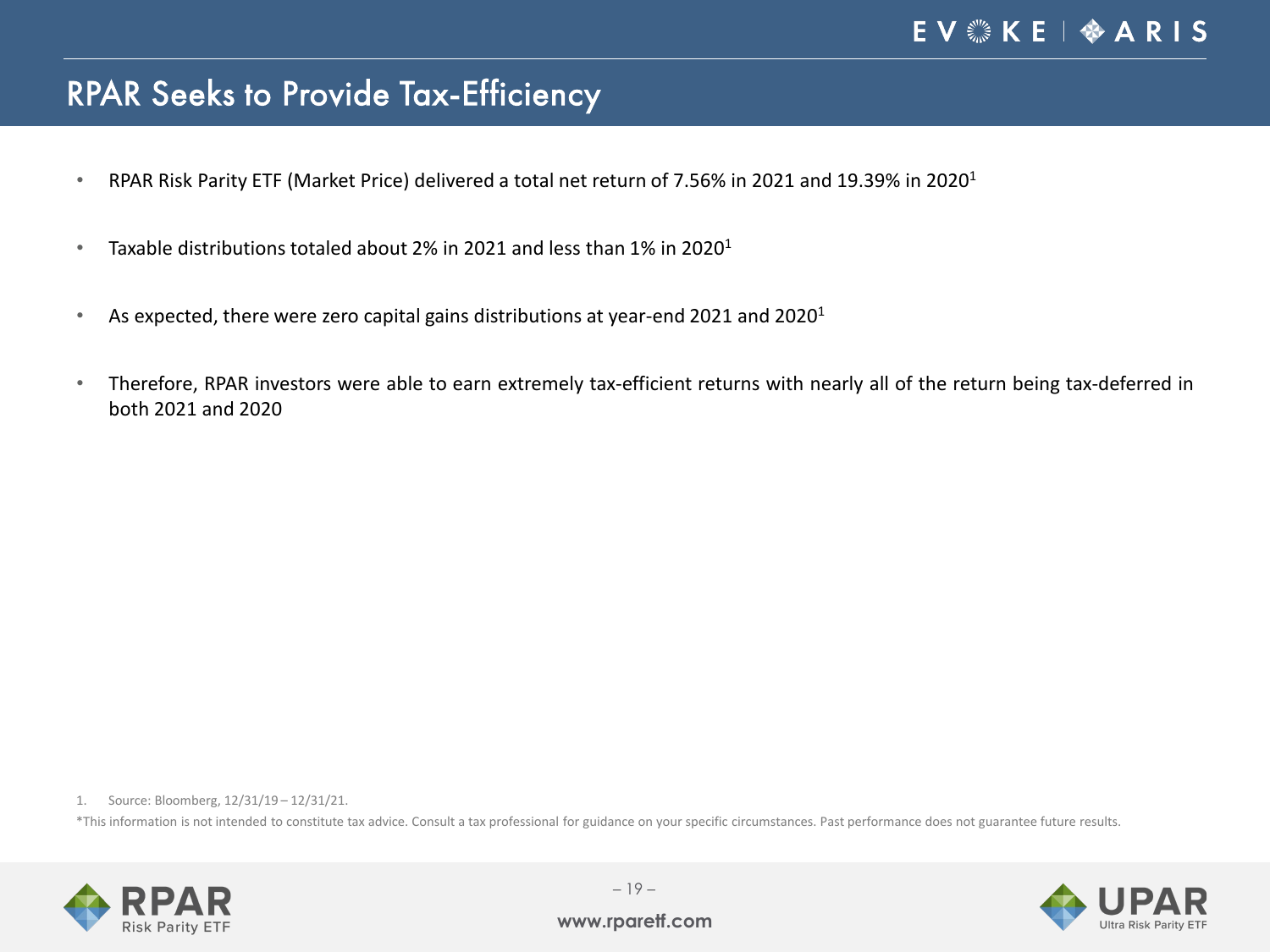# RPAR Seeks to Provide Tax-Efficiency

- RPAR Risk Parity ETF (Market Price) delivered a total net return of 7.56% in 2021 and 19.39% in 2020[1]
- Taxable distributions totaled about 2% in 2021 and less than 1% in 2020[1]
- As expected, there were zero capital gains distributions at year-end 2021 and 2020[1]
- Therefore, RPAR investors were able to earn extremely tax-efficient returns with nearly all of the return being tax-deferred in both 2021 and 2020

1. Source: Bloomberg, 12/31/19 – 12/31/21.

*This information is not intended to constitute tax advice. Consult a tax professional for guidance on your specific circumstances. Past performance does not guarantee future results.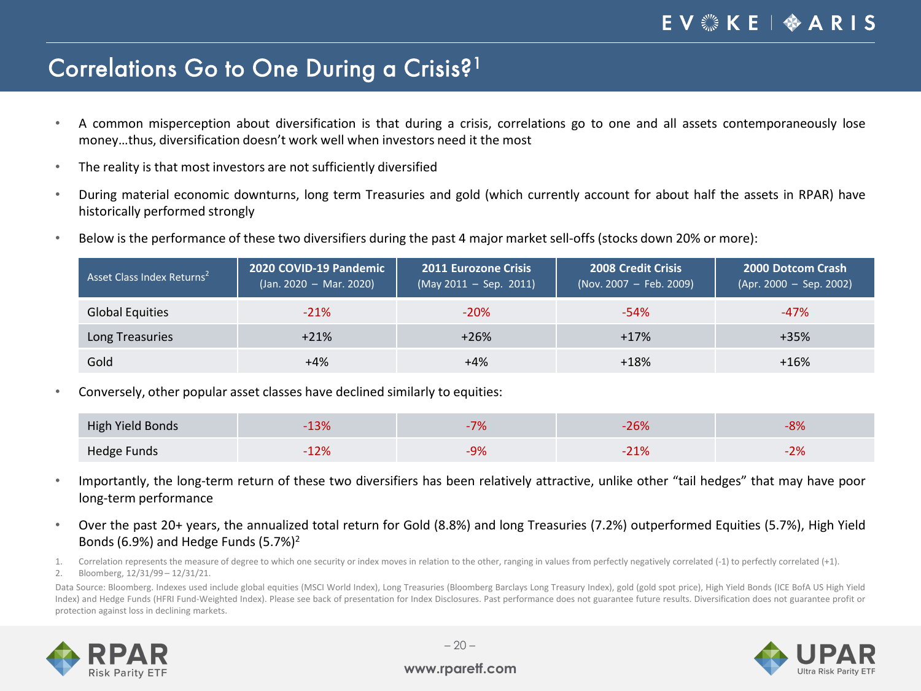# Correlations Go to One During a Crisis?[1]

- A common misperception about diversification is that during a crisis, correlations go to one and all assets contemporaneously lose money…thus, diversification doesn't work well when investors need it the most
- The reality is that most investors are not sufficiently diversified
- During material economic downturns, long term Treasuries and gold (which currently account for about half the assets in RPAR) have historically performed strongly
- Below is the performance of these two diversifiers during the past 4 major market sell-offs (stocks down 20% or more):

| Asset Class Index Returns[2] | **2020 COVID-19 Pandemic** (Jan. 2020 – Mar. 2020) | **2011 Eurozone Crisis** (May 2011 – Sep. 2011) | **2008 Credit Crisis** (Nov. 2007 – Feb. 2009) | **2000 Dotcom Crash** (Apr. 2000 – Sep. 2002) |
|---|---|---|---|---|
| Global Equities | -21% | -20% | -54% | -47% |
| Long Treasuries | +21% | +26% | +17% | +35% |
| Gold | +4% | +4% | +18% | +16% |

- Conversely, other popular asset classes have declined similarly to equities:

| | | | | |
|---|---|---|---|---|
| High Yield Bonds | -13% | -7% | -26% | -8% |
| Hedge Funds | -12% | -9% | -21% | -2% |

- Importantly, the long-term return of these two diversifiers has been relatively attractive, unlike other "tail hedges" that may have poor long-term performance
- Over the past 20+ years, the annualized total return for Gold (8.8%) and long Treasuries (7.2%) outperformed Equities (5.7%), High Yield Bonds (6.9%) and Hedge Funds (5.7%)[2]

1. Correlation represents the measure of degree to which one security or index moves in relation to the other, ranging in values from perfectly negatively correlated (-1) to perfectly correlated (+1).
2. Bloomberg, 12/31/99 – 12/31/21.

Data Source: Bloomberg. Indexes used include global equities (MSCI World Index), Long Treasuries (Bloomberg Barclays Long Treasury Index), gold (gold spot price), High Yield Bonds (ICE BofA US High Yield Index) and Hedge Funds (HFRI Fund-Weighted Index). Please see back of presentation for Index Disclosures. Past performance does not guarantee future results. Diversification does not guarantee profit or protection against loss in declining markets.

www.rparetf.com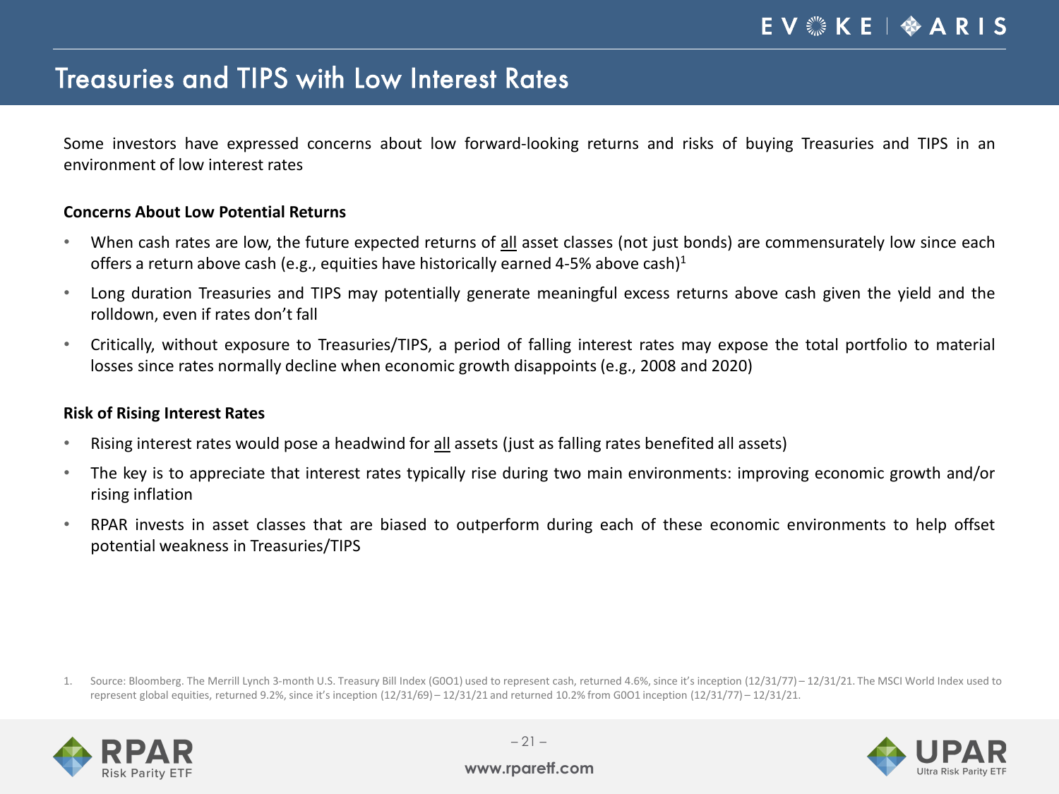# Treasuries and TIPS with Low Interest Rates

Some investors have expressed concerns about low forward-looking returns and risks of buying Treasuries and TIPS in an environment of low interest rates

**Concerns About Low Potential Returns**

- When cash rates are low, the future expected returns of all asset classes (not just bonds) are commensurately low since each offers a return above cash (e.g., equities have historically earned 4-5% above cash)[1]
- Long duration Treasuries and TIPS may potentially generate meaningful excess returns above cash given the yield and the rolldown, even if rates don't fall
- Critically, without exposure to Treasuries/TIPS, a period of falling interest rates may expose the total portfolio to material losses since rates normally decline when economic growth disappoints (e.g., 2008 and 2020)

**Risk of Rising Interest Rates**

- Rising interest rates would pose a headwind for all assets (just as falling rates benefited all assets)
- The key is to appreciate that interest rates typically rise during two main environments: improving economic growth and/or rising inflation
- RPAR invests in asset classes that are biased to outperform during each of these economic environments to help offset potential weakness in Treasuries/TIPS

1. Source: Bloomberg. The Merrill Lynch 3-month U.S. Treasury Bill Index (G0O1) used to represent cash, returned 4.6%, since it's inception (12/31/77) – 12/31/21. The MSCI World Index used to represent global equities, returned 9.2%, since it's inception (12/31/69) – 12/31/21 and returned 10.2% from G0O1 inception (12/31/77) – 12/31/21.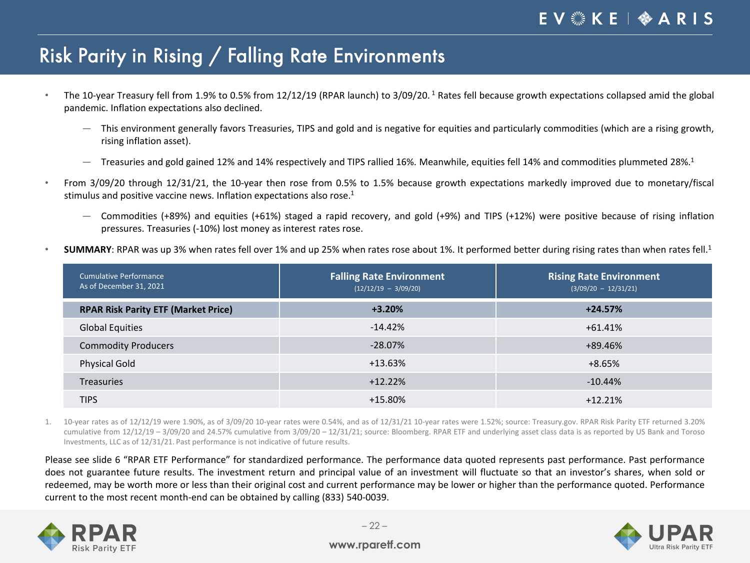# Risk Parity in Rising / Falling Rate Environments

- The 10-year Treasury fell from 1.9% to 0.5% from 12/12/19 (RPAR launch) to 3/09/20. [1] Rates fell because growth expectations collapsed amid the global pandemic. Inflation expectations also declined.
  - This environment generally favors Treasuries, TIPS and gold and is negative for equities and particularly commodities (which are a rising growth, rising inflation asset).
  - Treasuries and gold gained 12% and 14% respectively and TIPS rallied 16%. Meanwhile, equities fell 14% and commodities plummeted 28%.[1]
- From 3/09/20 through 12/31/21, the 10-year then rose from 0.5% to 1.5% because growth expectations markedly improved due to monetary/fiscal stimulus and positive vaccine news. Inflation expectations also rose.[1]
  - Commodities (+89%) and equities (+61%) staged a rapid recovery, and gold (+9%) and TIPS (+12%) were positive because of rising inflation pressures. Treasuries (-10%) lost money as interest rates rose.
- **SUMMARY**: RPAR was up 3% when rates fell over 1% and up 25% when rates rose about 1%. It performed better during rising rates than when rates fell.[1]

| Cumulative Performance As of December 31, 2021 | Falling Rate Environment (12/12/19 – 3/09/20) | Rising Rate Environment (3/09/20 – 12/31/21) |
|---|---|---|
| **RPAR Risk Parity ETF (Market Price)** | **+3.20%** | **+24.57%** |
| Global Equities | -14.42% | +61.41% |
| Commodity Producers | -28.07% | +89.46% |
| Physical Gold | +13.63% | +8.65% |
| Treasuries | +12.22% | -10.44% |
| TIPS | +15.80% | +12.21% |

1. 10-year rates as of 12/12/19 were 1.90%, as of 3/09/20 10-year rates were 0.54%, and as of 12/31/21 10-year rates were 1.52%; source: Treasury.gov. RPAR Risk Parity ETF returned 3.20% cumulative from 12/12/19 – 3/09/20 and 24.57% cumulative from 3/09/20 – 12/31/21; source: Bloomberg. RPAR ETF and underlying asset class data is as reported by US Bank and Toroso Investments, LLC as of 12/31/21. Past performance is not indicative of future results.

Please see slide 6 "RPAR ETF Performance" for standardized performance. The performance data quoted represents past performance. Past performance does not guarantee future results. The investment return and principal value of an investment will fluctuate so that an investor's shares, when sold or redeemed, may be worth more or less than their original cost and current performance may be lower or higher than the performance quoted. Performance current to the most recent month-end can be obtained by calling (833) 540-0039.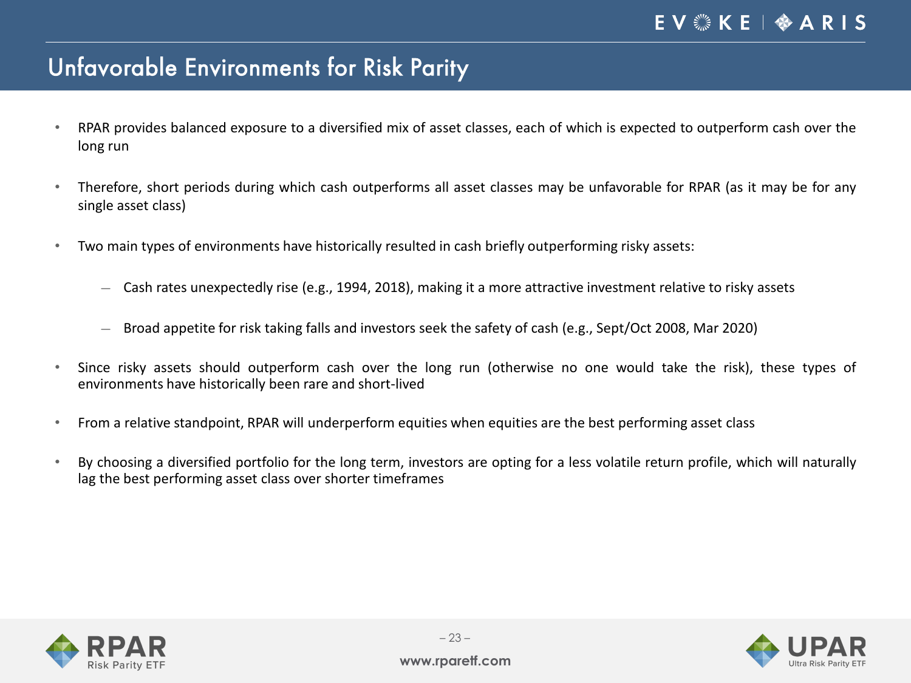# Unfavorable Environments for Risk Parity

- RPAR provides balanced exposure to a diversified mix of asset classes, each of which is expected to outperform cash over the long run
- Therefore, short periods during which cash outperforms all asset classes may be unfavorable for RPAR (as it may be for any single asset class)
- Two main types of environments have historically resulted in cash briefly outperforming risky assets:
  - Cash rates unexpectedly rise (e.g., 1994, 2018), making it a more attractive investment relative to risky assets
  - Broad appetite for risk taking falls and investors seek the safety of cash (e.g., Sept/Oct 2008, Mar 2020)
- Since risky assets should outperform cash over the long run (otherwise no one would take the risk), these types of environments have historically been rare and short-lived
- From a relative standpoint, RPAR will underperform equities when equities are the best performing asset class
- By choosing a diversified portfolio for the long term, investors are opting for a less volatile return profile, which will naturally lag the best performing asset class over shorter timeframes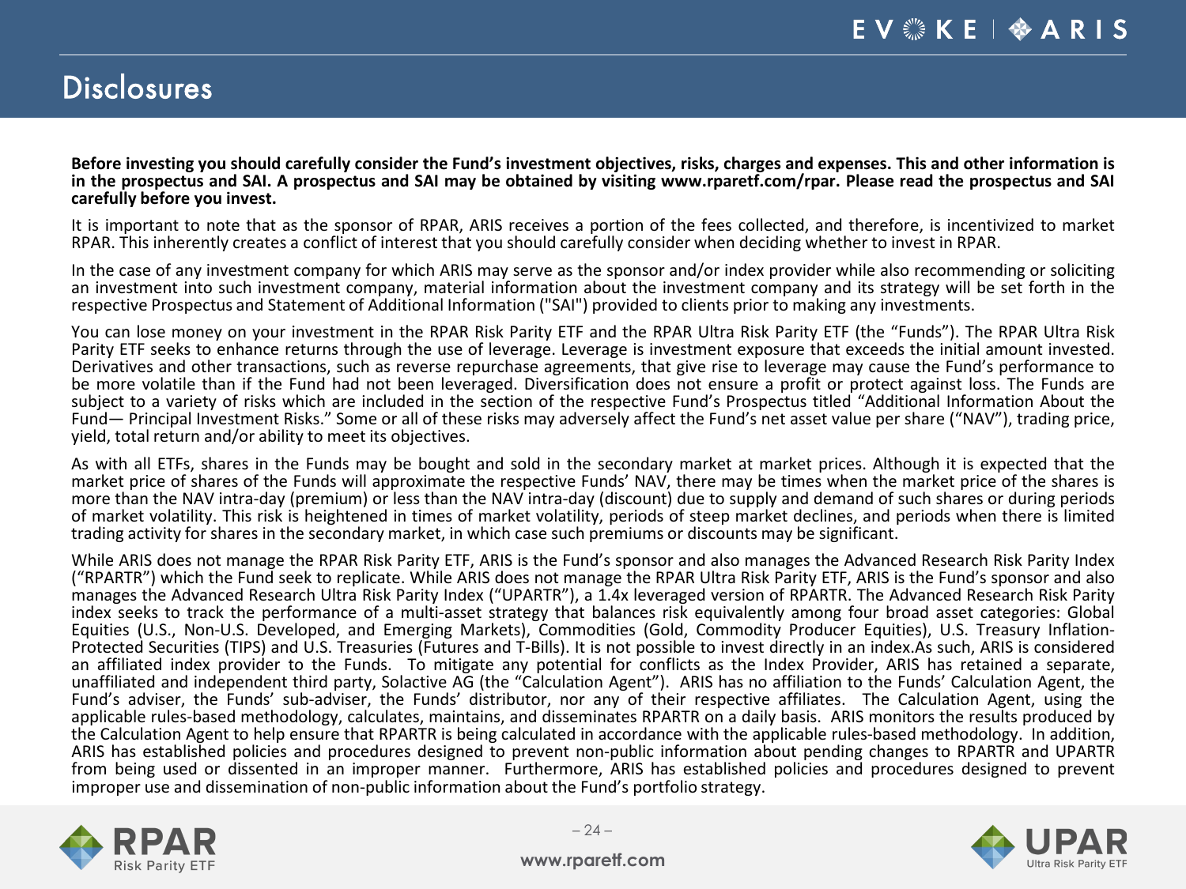# Disclosures

**Before investing you should carefully consider the Fund's investment objectives, risks, charges and expenses. This and other information is in the prospectus and SAI. A prospectus and SAI may be obtained by visiting www.rparetf.com/rpar. Please read the prospectus and SAI carefully before you invest.**

It is important to note that as the sponsor of RPAR, ARIS receives a portion of the fees collected, and therefore, is incentivized to market RPAR. This inherently creates a conflict of interest that you should carefully consider when deciding whether to invest in RPAR.

In the case of any investment company for which ARIS may serve as the sponsor and/or index provider while also recommending or soliciting an investment into such investment company, material information about the investment company and its strategy will be set forth in the respective Prospectus and Statement of Additional Information ("SAI") provided to clients prior to making any investments.

You can lose money on your investment in the RPAR Risk Parity ETF and the RPAR Ultra Risk Parity ETF (the "Funds"). The RPAR Ultra Risk Parity ETF seeks to enhance returns through the use of leverage. Leverage is investment exposure that exceeds the initial amount invested. Derivatives and other transactions, such as reverse repurchase agreements, that give rise to leverage may cause the Fund's performance to be more volatile than if the Fund had not been leveraged. Diversification does not ensure a profit or protect against loss. The Funds are subject to a variety of risks which are included in the section of the respective Fund's Prospectus titled "Additional Information About the Fund— Principal Investment Risks." Some or all of these risks may adversely affect the Fund's net asset value per share ("NAV"), trading price, yield, total return and/or ability to meet its objectives.

As with all ETFs, shares in the Funds may be bought and sold in the secondary market at market prices. Although it is expected that the market price of shares of the Funds will approximate the respective Funds' NAV, there may be times when the market price of the shares is more than the NAV intra-day (premium) or less than the NAV intra-day (discount) due to supply and demand of such shares or during periods of market volatility. This risk is heightened in times of market volatility, periods of steep market declines, and periods when there is limited trading activity for shares in the secondary market, in which case such premiums or discounts may be significant.

While ARIS does not manage the RPAR Risk Parity ETF, ARIS is the Fund's sponsor and also manages the Advanced Research Risk Parity Index ("RPARTR") which the Fund seek to replicate. While ARIS does not manage the RPAR Ultra Risk Parity ETF, ARIS is the Fund's sponsor and also manages the Advanced Research Ultra Risk Parity Index ("UPARTR"), a 1.4x leveraged version of RPARTR. The Advanced Research Risk Parity index seeks to track the performance of a multi-asset strategy that balances risk equivalently among four broad asset categories: Global Equities (U.S., Non-U.S. Developed, and Emerging Markets), Commodities (Gold, Commodity Producer Equities), U.S. Treasury Inflation-Protected Securities (TIPS) and U.S. Treasuries (Futures and T-Bills). It is not possible to invest directly in an index.As such, ARIS is considered an affiliated index provider to the Funds. To mitigate any potential for conflicts as the Index Provider, ARIS has retained a separate, unaffiliated and independent third party, Solactive AG (the "Calculation Agent"). ARIS has no affiliation to the Funds' Calculation Agent, the Fund's adviser, the Funds' sub-adviser, the Funds' distributor, nor any of their respective affiliates. The Calculation Agent, using the applicable rules-based methodology, calculates, maintains, and disseminates RPARTR on a daily basis. ARIS monitors the results produced by the Calculation Agent to help ensure that RPARTR is being calculated in accordance with the applicable rules-based methodology. In addition, ARIS has established policies and procedures designed to prevent non-public information about pending changes to RPARTR and UPARTR from being used or dissented in an improper manner. Furthermore, ARIS has established policies and procedures designed to prevent improper use and dissemination of non-public information about the Fund's portfolio strategy.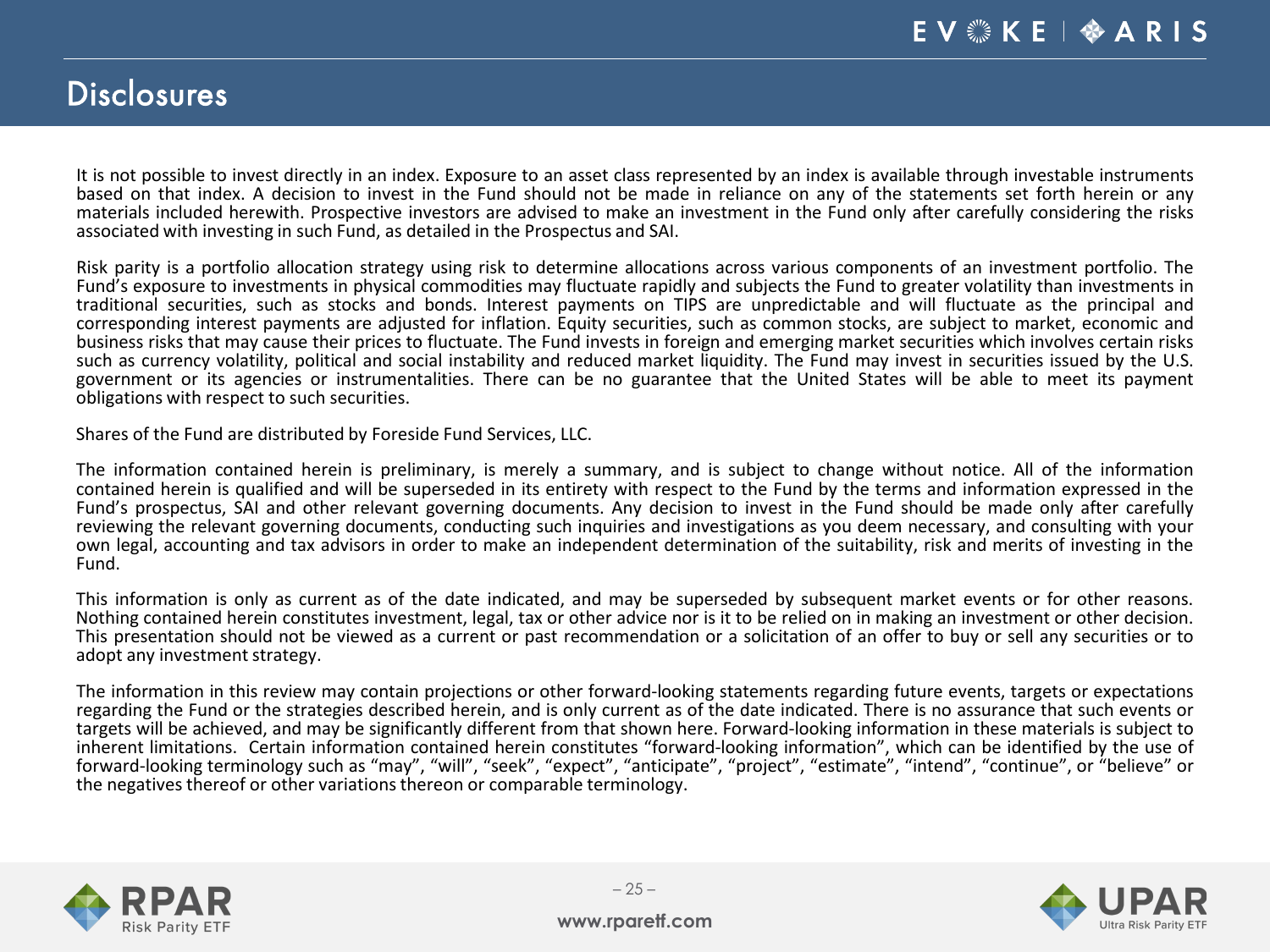# Disclosures

It is not possible to invest directly in an index. Exposure to an asset class represented by an index is available through investable instruments based on that index. A decision to invest in the Fund should not be made in reliance on any of the statements set forth herein or any materials included herewith. Prospective investors are advised to make an investment in the Fund only after carefully considering the risks associated with investing in such Fund, as detailed in the Prospectus and SAI.

Risk parity is a portfolio allocation strategy using risk to determine allocations across various components of an investment portfolio. The Fund's exposure to investments in physical commodities may fluctuate rapidly and subjects the Fund to greater volatility than investments in traditional securities, such as stocks and bonds. Interest payments on TIPS are unpredictable and will fluctuate as the principal and corresponding interest payments are adjusted for inflation. Equity securities, such as common stocks, are subject to market, economic and business risks that may cause their prices to fluctuate. The Fund invests in foreign and emerging market securities which involves certain risks such as currency volatility, political and social instability and reduced market liquidity. The Fund may invest in securities issued by the U.S. government or its agencies or instrumentalities. There can be no guarantee that the United States will be able to meet its payment obligations with respect to such securities.

Shares of the Fund are distributed by Foreside Fund Services, LLC.

The information contained herein is preliminary, is merely a summary, and is subject to change without notice. All of the information contained herein is qualified and will be superseded in its entirety with respect to the Fund by the terms and information expressed in the Fund's prospectus, SAI and other relevant governing documents. Any decision to invest in the Fund should be made only after carefully reviewing the relevant governing documents, conducting such inquiries and investigations as you deem necessary, and consulting with your own legal, accounting and tax advisors in order to make an independent determination of the suitability, risk and merits of investing in the Fund.

This information is only as current as of the date indicated, and may be superseded by subsequent market events or for other reasons. Nothing contained herein constitutes investment, legal, tax or other advice nor is it to be relied on in making an investment or other decision. This presentation should not be viewed as a current or past recommendation or a solicitation of an offer to buy or sell any securities or to adopt any investment strategy.

The information in this review may contain projections or other forward-looking statements regarding future events, targets or expectations regarding the Fund or the strategies described herein, and is only current as of the date indicated. There is no assurance that such events or targets will be achieved, and may be significantly different from that shown here. Forward-looking information in these materials is subject to inherent limitations. Certain information contained herein constitutes "forward-looking information", which can be identified by the use of forward-looking terminology such as "may", "will", "seek", "expect", "anticipate", "project", "estimate", "intend", "continue", or "believe" or the negatives thereof or other variations thereon or comparable terminology.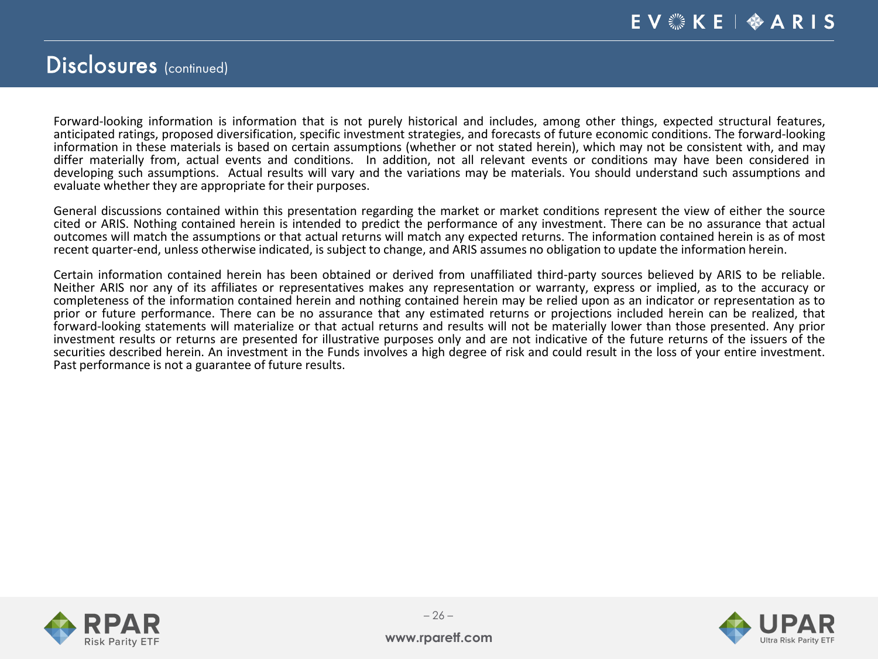# Disclosures (continued)

Forward-looking information is information that is not purely historical and includes, among other things, expected structural features, anticipated ratings, proposed diversification, specific investment strategies, and forecasts of future economic conditions. The forward-looking information in these materials is based on certain assumptions (whether or not stated herein), which may not be consistent with, and may differ materially from, actual events and conditions. In addition, not all relevant events or conditions may have been considered in developing such assumptions. Actual results will vary and the variations may be materials. You should understand such assumptions and evaluate whether they are appropriate for their purposes.

General discussions contained within this presentation regarding the market or market conditions represent the view of either the source cited or ARIS. Nothing contained herein is intended to predict the performance of any investment. There can be no assurance that actual outcomes will match the assumptions or that actual returns will match any expected returns. The information contained herein is as of most recent quarter-end, unless otherwise indicated, is subject to change, and ARIS assumes no obligation to update the information herein.

Certain information contained herein has been obtained or derived from unaffiliated third-party sources believed by ARIS to be reliable. Neither ARIS nor any of its affiliates or representatives makes any representation or warranty, express or implied, as to the accuracy or completeness of the information contained herein and nothing contained herein may be relied upon as an indicator or representation as to prior or future performance. There can be no assurance that any estimated returns or projections included herein can be realized, that forward-looking statements will materialize or that actual returns and results will not be materially lower than those presented. Any prior investment results or returns are presented for illustrative purposes only and are not indicative of the future returns of the issuers of the securities described herein. An investment in the Funds involves a high degree of risk and could result in the loss of your entire investment. Past performance is not a guarantee of future results.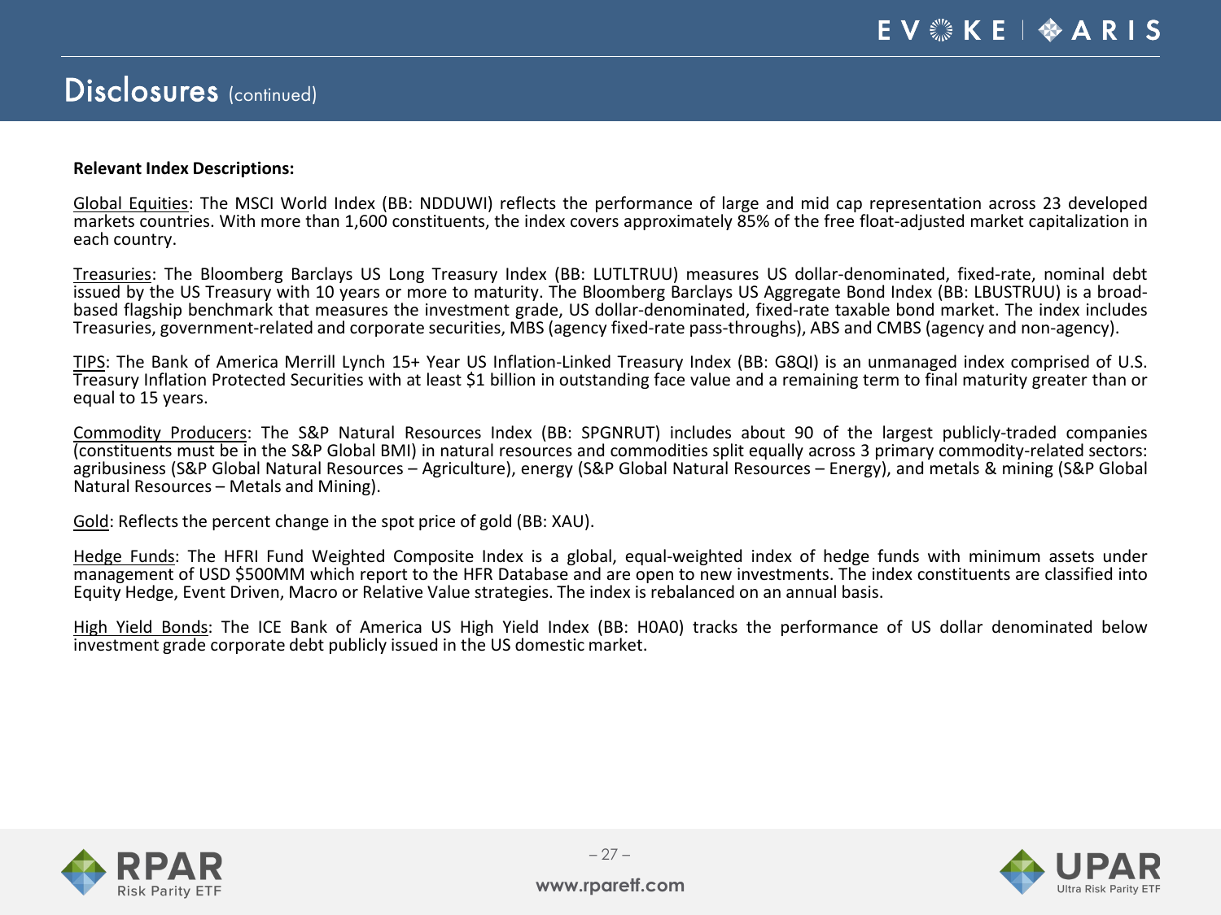# Disclosures (continued)

**Relevant Index Descriptions:**

Global Equities: The MSCI World Index (BB: NDDUWI) reflects the performance of large and mid cap representation across 23 developed markets countries. With more than 1,600 constituents, the index covers approximately 85% of the free float-adjusted market capitalization in each country.

Treasuries: The Bloomberg Barclays US Long Treasury Index (BB: LUTLTRUU) measures US dollar-denominated, fixed-rate, nominal debt issued by the US Treasury with 10 years or more to maturity. The Bloomberg Barclays US Aggregate Bond Index (BB: LBUSTRUU) is a broad-based flagship benchmark that measures the investment grade, US dollar-denominated, fixed-rate taxable bond market. The index includes Treasuries, government-related and corporate securities, MBS (agency fixed-rate pass-throughs), ABS and CMBS (agency and non-agency).

TIPS: The Bank of America Merrill Lynch 15+ Year US Inflation-Linked Treasury Index (BB: G8QI) is an unmanaged index comprised of U.S. Treasury Inflation Protected Securities with at least $1 billion in outstanding face value and a remaining term to final maturity greater than or equal to 15 years.

Commodity Producers: The S&P Natural Resources Index (BB: SPGNRUT) includes about 90 of the largest publicly-traded companies (constituents must be in the S&P Global BMI) in natural resources and commodities split equally across 3 primary commodity-related sectors: agribusiness (S&P Global Natural Resources – Agriculture), energy (S&P Global Natural Resources – Energy), and metals & mining (S&P Global Natural Resources – Metals and Mining).

Gold: Reflects the percent change in the spot price of gold (BB: XAU).

Hedge Funds: The HFRI Fund Weighted Composite Index is a global, equal-weighted index of hedge funds with minimum assets under management of USD $500MM which report to the HFR Database and are open to new investments. The index constituents are classified into Equity Hedge, Event Driven, Macro or Relative Value strategies. The index is rebalanced on an annual basis.

High Yield Bonds: The ICE Bank of America US High Yield Index (BB: H0A0) tracks the performance of US dollar denominated below investment grade corporate debt publicly issued in the US domestic market.